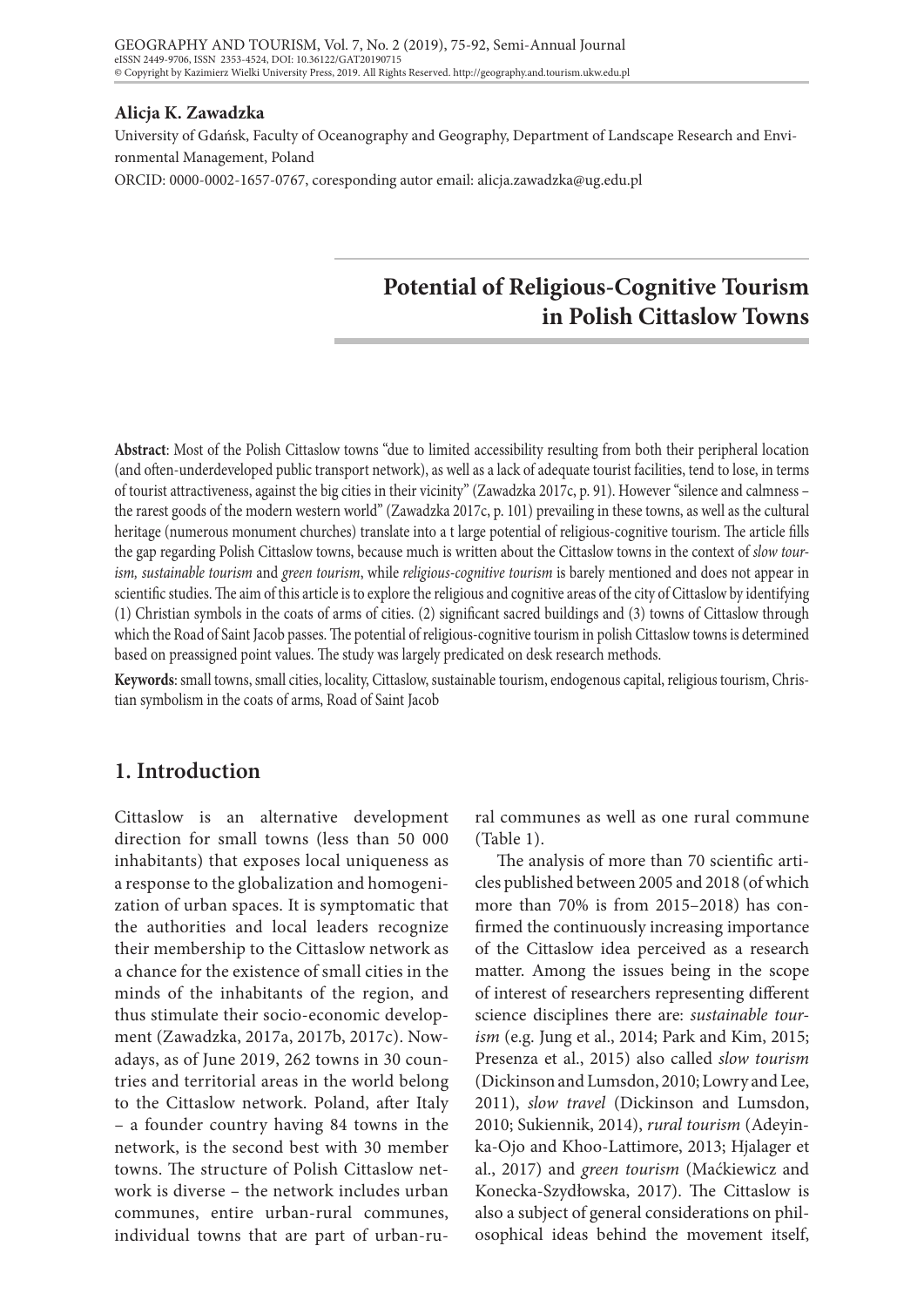**Alicja K. Zawadzka**

University of Gdańsk, Faculty of Oceanography and Geography, Department of Landscape Research and Environmental Management, Poland

ORCID: 0000-0002-1657-0767, coresponding autor email: alicja.zawadzka@ug.edu.pl

# Potential of Religious-Cognitive Tourism in Polish Cittaslow Towns

**Abstract**: Most of the Polish Cittaslow towns "due to limited accessibility resulting from both their peripheral location (and often-underdeveloped public transport network), as well as a lack of adequate tourist facilities, tend to lose, in terms of tourist attractiveness, against the big cities in their vicinity" (Zawadzka 2017c, p. 91). However "silence and calmness – the rarest goods of the modern western world" (Zawadzka 2017c, p. 101) prevailing in these towns, as well as the cultural heritage (numerous monument churches) translate into a t large potential of religious-cognitive tourism. The article fills the gap regarding Polish Cittaslow towns, because much is written about the Cittaslow towns in the context of *slow tourism, sustainable tourism* and *green tourism*, while *religious-cognitive tourism* is barely mentioned and does not appear in scientific studies. The aim of this article is to explore the religious and cognitive areas of the city of Cittaslow by identifying (1) Christian symbols in the coats of arms of cities. (2) significant sacred buildings and (3) towns of Cittaslow through which the Road of Saint Jacob passes. The potential of religious-cognitive tourism in polish Cittaslow towns is determined based on preassigned point values. The study was largely predicated on desk research methods.

**Keywords**: small towns, small cities, locality, Cittaslow, sustainable tourism, endogenous capital, religious tourism, Christian symbolism in the coats of arms, Road of Saint Jacob

## 1. Introduction

Cittaslow is an alternative development direction for small towns (less than 50 000 inhabitants) that exposes local uniqueness as a response to the globalization and homogenization of urban spaces. It is symptomatic that the authorities and local leaders recognize their membership to the Cittaslow network as a chance for the existence of small cities in the minds of the inhabitants of the region, and thus stimulate their socio-economic development (Zawadzka, 2017a, 2017b, 2017c). Nowadays, as of June 2019, 262 towns in 30 countries and territorial areas in the world belong to the Cittaslow network. Poland, after Italy – a founder country having 84 towns in the network, is the second best with 30 member towns. The structure of Polish Cittaslow network is diverse – the network includes urban communes, entire urban-rural communes, individual towns that are part of urban-rural communes as well as one rural commune (Table 1).

The analysis of more than 70 scientific articles published between 2005 and 2018 (of which more than 70% is from 2015–2018) has confirmed the continuously increasing importance of the Cittaslow idea perceived as a research matter. Among the issues being in the scope of interest of researchers representing different science disciplines there are: *sustainable tourism* (e.g. Jung et al., 2014; Park and Kim, 2015; Presenza et al., 2015) also called *slow tourism* (Dickinson and Lumsdon, 2010; Lowry and Lee, 2011), *slow travel* (Dickinson and Lumsdon, 2010; Sukiennik, 2014), *rural tourism* (Adeyinka-Ojo and Khoo-Lattimore, 2013; Hjalager et al., 2017) and *green tourism* (Maćkiewicz and Konecka-Szydłowska, 2017). The Cittaslow is also a subject of general considerations on philosophical ideas behind the movement itself,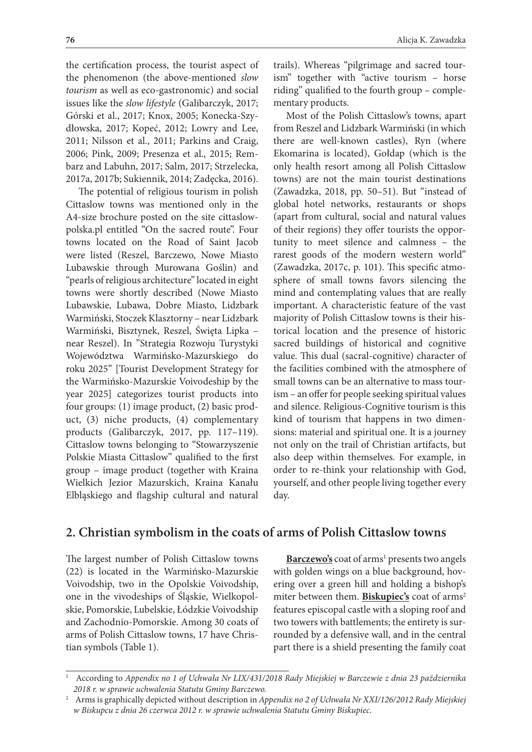the certification process, the tourist aspect of the phenomenon (the above-mentioned *slow tourism* as well as eco-gastronomic) and social issues like the *slow lifestyle* (Galibarczyk, 2017; Górski et al., 2017; Knox, 2005; Konecka-Szydłowska, 2017; Kopeć, 2012; Lowry and Lee, 2011; Nilsson et al., 2011; Parkins and Craig, 2006; Pink, 2009; Presenza et al., 2015; Rembarz and Labuhn, 2017; Salm, 2017; Strzelecka, 2017a, 2017b; Sukiennik, 2014; Zadęcka, 2016).

The potential of religious tourism in polish Cittaslow towns was mentioned only in the A4-size brochure posted on the site cittaslowpolska.pl entitled "On the sacred route". Four towns located on the Road of Saint Jacob were listed (Reszel, Barczewo, Nowe Miasto Lubawskie through Murowana Goślin) and "pearls of religious architecture" located in eight towns were shortly described (Nowe Miasto Lubawskie, Lubawa, Dobre Miasto, Lidzbark Warmiński, Stoczek Klasztorny – near Lidzbark Warmiński, Bisztynek, Reszel, Święta Lipka – near Reszel). In "Strategia Rozwoju Turystyki Województwa Warmińsko-Mazurskiego do roku 2025" [Tourist Development Strategy for the Warmińsko-Mazurskie Voivodeship by the year 2025] categorizes tourist products into four groups: (1) image product, (2) basic product, (3) niche products, (4) complementary products (Galibarczyk, 2017, pp. 117–119). Cittaslow towns belonging to "Stowarzyszenie Polskie Miasta Cittaslow" qualified to the first group – image product (together with Kraina Wielkich Jezior Mazurskich, Kraina Kanału Elbląskiego and flagship cultural and natural trails). Whereas "pilgrimage and sacred tourism" together with "active tourism – horse riding" qualified to the fourth group – complementary products.

Most of the Polish Cittaslow's towns, apart from Reszel and Lidzbark Warmiński (in which there are well-known castles), Ryn (where Ekomarina is located), Gołdap (which is the only health resort among all Polish Cittaslow towns) are not the main tourist destinations (Zawadzka, 2018, pp. 50–51). But "instead of global hotel networks, restaurants or shops (apart from cultural, social and natural values of their regions) they offer tourists the opportunity to meet silence and calmness – the rarest goods of the modern western world" (Zawadzka, 2017c, p. 101). This specific atmosphere of small towns favors silencing the mind and contemplating values that are really important. A characteristic feature of the vast majority of Polish Cittaslow towns is their historical location and the presence of historic sacred buildings of historical and cognitive value. This dual (sacral-cognitive) character of the facilities combined with the atmosphere of small towns can be an alternative to mass tourism – an offer for people seeking spiritual values and silence. Religious-Cognitive tourism is this kind of tourism that happens in two dimensions: material and spiritual one. It is a journey not only on the trail of Christian artifacts, but also deep within themselves. For example, in order to re-think your relationship with God, yourself, and other people living together every day.

## 2. Christian symbolism in the coats of arms of Polish Cittaslow towns

The largest number of Polish Cittaslow towns (22) is located in the Warmińsko-Mazurskie Voivodship, two in the Opolskie Voivodship, one in the vivodeships of Śląskie, Wielkopolskie, Pomorskie, Lubelskie, Łódzkie Voivodship and Zachodnio-Pomorskie. Among 30 coats of arms of Polish Cittaslow towns, 17 have Christian symbols (Table 1).

**Barczewo's** coat of arms[1] presents two angels with golden wings on a blue background, hovering over a green hill and holding a bishop's miter between them. **Biskupiec's** coat of arms[2] features episcopal castle with a sloping roof and two towers with battlements; the entirety is surrounded by a defensive wall, and in the central part there is a shield presenting the family coat

[1] According to *Appendix no 1 of Uchwała Nr LIX/431/2018 Rady Miejskiej w Barczewie z dnia 23 października 2018 r. w sprawie uchwalenia Statutu Gminy Barczewo.*

[2] Arms is graphically depicted without description in *Appendix no 2 of Uchwała Nr XXI/126/2012 Rady Miejskiej w Biskupcu z dnia 26 czerwca 2012 r. w sprawie uchwalenia Statutu Gminy Biskupiec.*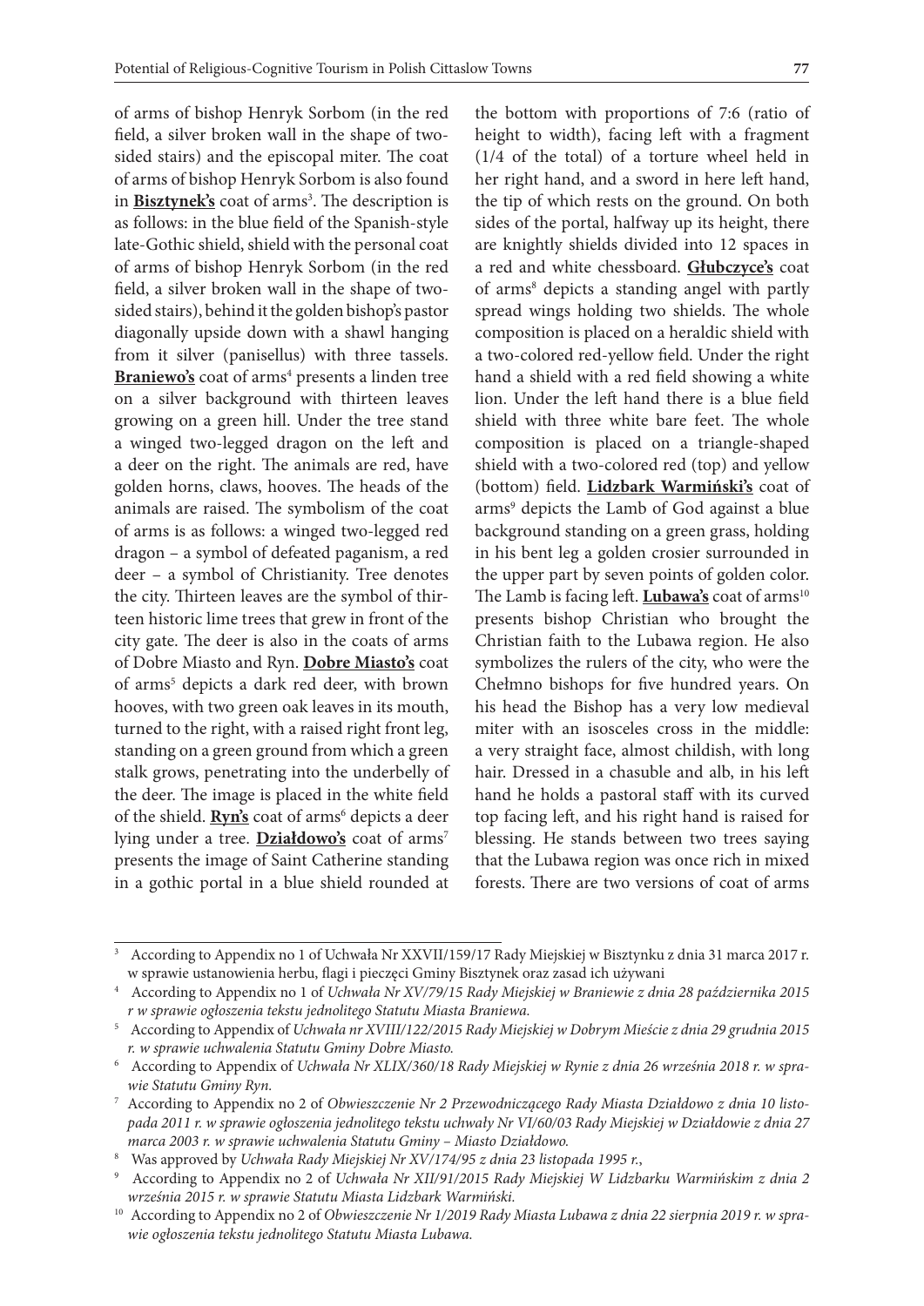of arms of bishop Henryk Sorbom (in the red field, a silver broken wall in the shape of two-sided stairs) and the episcopal miter. The coat of arms of bishop Henryk Sorbom is also found in **Bisztynek's** coat of arms[3]. The description is as follows: in the blue field of the Spanish-style late-Gothic shield, shield with the personal coat of arms of bishop Henryk Sorbom (in the red field, a silver broken wall in the shape of two-sided stairs), behind it the golden bishop's pastor diagonally upside down with a shawl hanging from it silver (panisellus) with three tassels. **Braniewo's** coat of arms[4] presents a linden tree on a silver background with thirteen leaves growing on a green hill. Under the tree stand a winged two-legged dragon on the left and a deer on the right. The animals are red, have golden horns, claws, hooves. The heads of the animals are raised. The symbolism of the coat of arms is as follows: a winged two-legged red dragon – a symbol of defeated paganism, a red deer – a symbol of Christianity. Tree denotes the city. Thirteen leaves are the symbol of thirteen historic lime trees that grew in front of the city gate. The deer is also in the coats of arms of Dobre Miasto and Ryn. **Dobre Miasto's** coat of arms[5] depicts a dark red deer, with brown hooves, with two green oak leaves in its mouth, turned to the right, with a raised right front leg, standing on a green ground from which a green stalk grows, penetrating into the underbelly of the deer. The image is placed in the white field of the shield. **Ryn's** coat of arms[6] depicts a deer lying under a tree. **Działdowo's** coat of arms[7] presents the image of Saint Catherine standing in a gothic portal in a blue shield rounded at the bottom with proportions of 7:6 (ratio of height to width), facing left with a fragment (1/4 of the total) of a torture wheel held in her right hand, and a sword in here left hand, the tip of which rests on the ground. On both sides of the portal, halfway up its height, there are knightly shields divided into 12 spaces in a red and white chessboard. **Głubczyce's** coat of arms[8] depicts a standing angel with partly spread wings holding two shields. The whole composition is placed on a heraldic shield with a two-colored red-yellow field. Under the right hand a shield with a red field showing a white lion. Under the left hand there is a blue field shield with three white bare feet. The whole composition is placed on a triangle-shaped shield with a two-colored red (top) and yellow (bottom) field. **Lidzbark Warmiński's** coat of arms[9] depicts the Lamb of God against a blue background standing on a green grass, holding in his bent leg a golden crosier surrounded in the upper part by seven points of golden color. The Lamb is facing left. **Lubawa's** coat of arms[10] presents bishop Christian who brought the Christian faith to the Lubawa region. He also symbolizes the rulers of the city, who were the Chełmno bishops for five hundred years. On his head the Bishop has a very low medieval miter with an isosceles cross in the middle: a very straight face, almost childish, with long hair. Dressed in a chasuble and alb, in his left hand he holds a pastoral staff with its curved top facing left, and his right hand is raised for blessing. He stands between two trees saying that the Lubawa region was once rich in mixed forests. There are two versions of coat of arms

---

[3] According to Appendix no 1 of Uchwała Nr XXVII/159/17 Rady Miejskiej w Bisztynku z dnia 31 marca 2017 r. w sprawie ustanowienia herbu, flagi i pieczęci Gminy Bisztynek oraz zasad ich używani

[4] According to Appendix no 1 of *Uchwała Nr XV/79/15 Rady Miejskiej w Braniewie z dnia 28 października 2015 r w sprawie ogłoszenia tekstu jednolitego Statutu Miasta Braniewa.*

[5] According to Appendix of *Uchwała nr XVIII/122/2015 Rady Miejskiej w Dobrym Mieście z dnia 29 grudnia 2015 r. w sprawie uchwalenia Statutu Gminy Dobre Miasto.*

[6] According to Appendix of *Uchwała Nr XLIX/360/18 Rady Miejskiej w Rynie z dnia 26 września 2018 r. w sprawie Statutu Gminy Ryn.*

[7] According to Appendix no 2 of *Obwieszczenie Nr 2 Przewodniczącego Rady Miasta Działdowo z dnia 10 listopada 2011 r. w sprawie ogłoszenia jednolitego tekstu uchwały Nr VI/60/03 Rady Miejskiej w Działdowie z dnia 27 marca 2003 r. w sprawie uchwalenia Statutu Gminy – Miasto Działdowo.*

[8] Was approved by *Uchwała Rady Miejskiej Nr XV/174/95 z dnia 23 listopada 1995 r.*,

[9] According to Appendix no 2 of *Uchwała Nr XII/91/2015 Rady Miejskiej W Lidzbarku Warmińskim z dnia 2 września 2015 r. w sprawie Statutu Miasta Lidzbark Warmiński.*

[10] According to Appendix no 2 of *Obwieszczenie Nr 1/2019 Rady Miasta Lubawa z dnia 22 sierpnia 2019 r. w sprawie ogłoszenia tekstu jednolitego Statutu Miasta Lubawa.*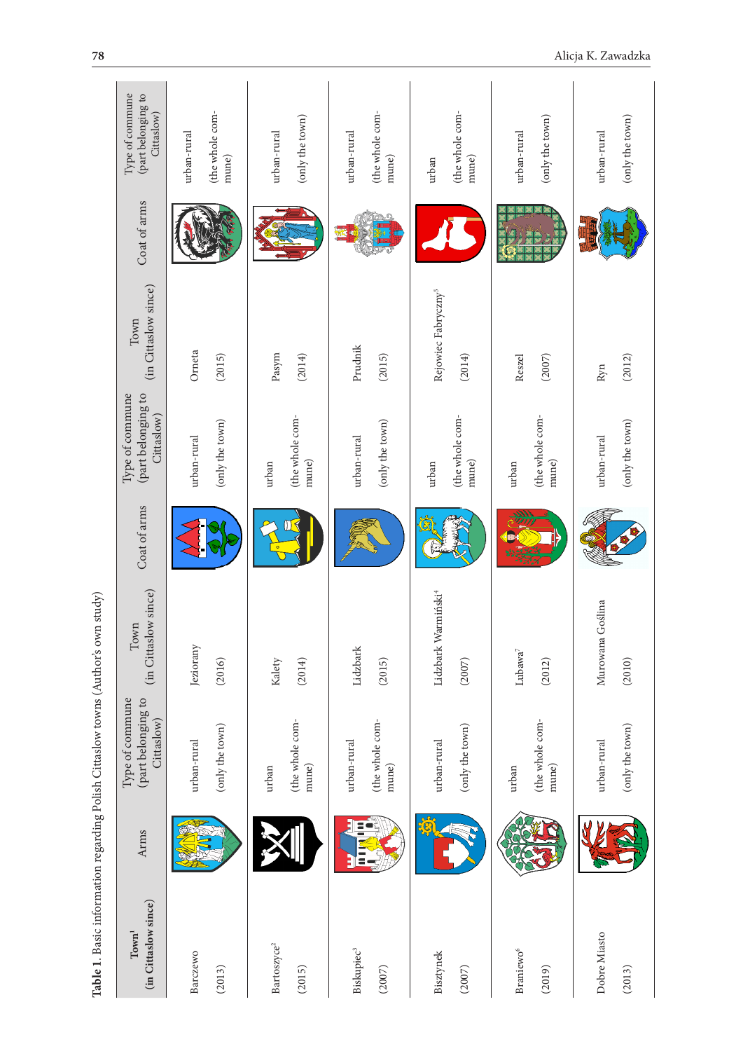**Table 1.** Basic information regarding Polish Cittaslow towns (Author's own study)

| Town[1] (in Cittaslow since) | Arms | Type of commune (part belonging to Cittaslow) | Town (in Cittaslow since) | Coat of arms | Type of commune (part belonging to Cittaslow) | Town (in Cittaslow since) | Coat of arms | Type of commune (part belonging to Cittaslow) |
|---|---|---|---|---|---|---|---|---|
| Barczewo (2013) | | urban-rural (only the town) | Jeziorany (2016) | | urban-rural (only the town) | Orneta (2015) | | urban-rural (the whole commune) |
| Bartoszyce[2] (2015) | | urban (the whole commune) | Kalety (2014) | | urban (the whole commune) | Pasym (2014) | | urban-rural (only the town) |
| Biskupiec[3] (2007) | | urban-rural (the whole commune) | Lidzbark (2015) | | urban-rural (only the town) | Prudnik (2015) | | urban-rural (the whole commune) |
| Bisztynek (2007) | | urban-rural (only the town) | Lidzbark Warmiński[4] (2007) | | urban (the whole commune) | Rejowiec Fabryczny[5] (2014) | | urban (the whole commune) |
| Braniewo[6] (2019) | | urban (the whole commune) | Lubawa[7] (2012) | | urban (the whole commune) | Reszel (2007) | | urban-rural (only the town) |
| Dobre Miasto (2013) | | urban-rural (only the town) | Murowana Goślina (2010) | | urban-rural (only the town) | Ryn (2012) | | urban-rural (only the town) |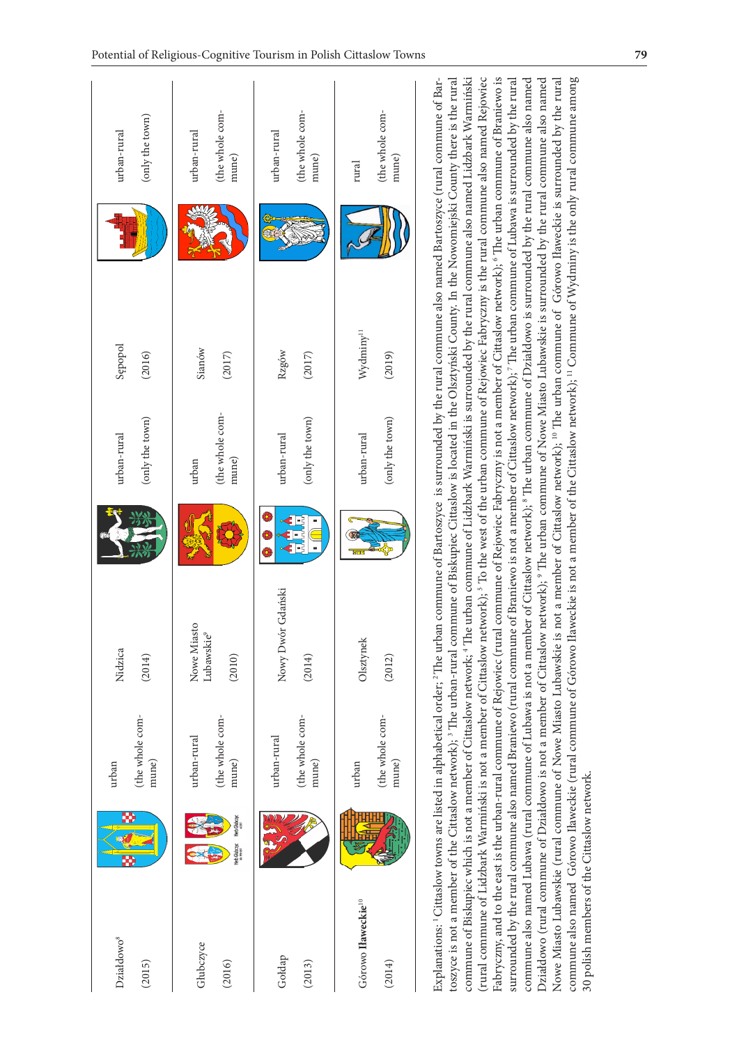| | | | | | | | |
|---|---|---|---|---|---|---|---|
| Działdowo[8] (2015) | | urban (the whole commune) | Nidzica (2014) | | urban-rural (only the town) | Sępopol (2016) | | urban-rural (only the town) |
| Głubczyce (2016) | | urban-rural (the whole commune) | Nowe Miasto Lubawskie[9] (2010) | | urban (the whole commune) | Sianów (2017) | | urban-rural (the whole commune) |
| Gołdap (2013) | | urban-rural (the whole commune) | Nowy Dwór Gdański (2014) | | urban-rural (only the town) | Rzgów (2017) | | urban-rural (the whole commune) |
| Górowo **Iławeckie**[10] (2014) | | urban (the whole commune) | Olsztynek (2012) | | urban-rural (only the town) | Wydminy[11] (2019) | | rural (the whole commune) |

Explanations: [1] Cittaslow towns are listed in alphabetical order; [2] The urban commune of Bartoszyce is surrounded by the rural commune also named Bartoszyce (rural commune of Bartoszyce is not a member of the Cittaslow network); [3] The urban-rural commune of Biskupiec Cittaslow is located in the Olsztyński County. In the Nowomiejski County there is the rural commune of Biskupiec which is not a member of Cittaslow network; [4] The urban commune of Lidzbark Warmiński is surrounded by the rural commune also named Lidzbark Warmiński (rural commune of Lidzbark Warmiński is not a member of Cittaslow network); [5] To the west of the urban commune of Rejowiec Fabryczny is the rural commune also named Rejowiec Fabryczny, and to the east is the urban-rural commune of Rejowiec (rural commune of Rejowiec Fabryczny is not a member of Cittaslow network); [6] The urban commune of Braniewo is surrounded by the rural commune also named Braniewo (rural commune of Braniewo is not a member of Cittaslow network); [7] The urban commune of Lubawa is surrounded by the rural commune also named Lubawa (rural commune of Lubawa is not a member of Cittaslow network); [8] The urban commune of Działdowo is surrounded by the rural commune also named Działdowo (rural commune of Działdowo is not a member of Cittaslow network); [9] The urban commune of Nowe Miasto Lubawskie is surrounded by the rural commune also named Nowe Miasto Lubawskie (rural commune of Nowe Miasto Lubawskie is not a member of Cittaslow network); [10] The urban commune of Górowo Iławeckie is surrounded by the rural commune also named Górowo Iławeckie (rural commune of Górowo Iławeckie is not a member of the Cittaslow network); [11] Commune of Wydminy is the only rural commune among 30 polish members of the Cittaslow network.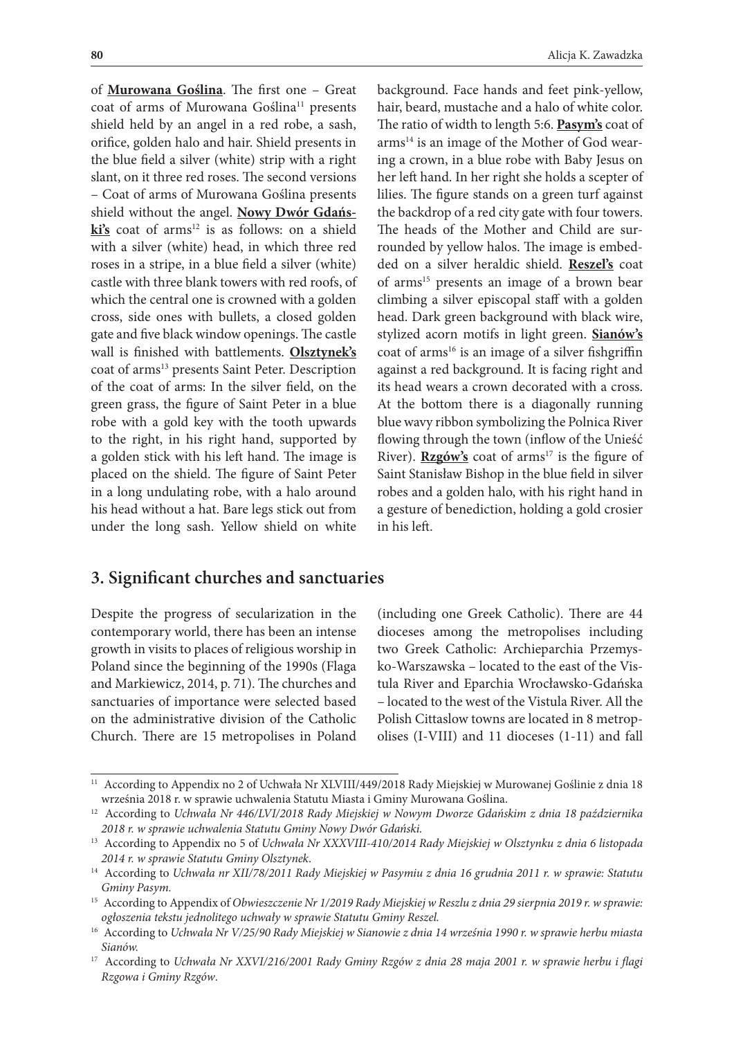of **Murowana Goślina**. The first one – Great coat of arms of Murowana Goślina[11] presents shield held by an angel in a red robe, a sash, orifice, golden halo and hair. Shield presents in the blue field a silver (white) strip with a right slant, on it three red roses. The second versions – Coat of arms of Murowana Goślina presents shield without the angel. **Nowy Dwór Gdański's** coat of arms[12] is as follows: on a shield with a silver (white) head, in which three red roses in a stripe, in a blue field a silver (white) castle with three blank towers with red roofs, of which the central one is crowned with a golden cross, side ones with bullets, a closed golden gate and five black window openings. The castle wall is finished with battlements. **Olsztynek's** coat of arms[13] presents Saint Peter. Description of the coat of arms: In the silver field, on the green grass, the figure of Saint Peter in a blue robe with a gold key with the tooth upwards to the right, in his right hand, supported by a golden stick with his left hand. The image is placed on the shield. The figure of Saint Peter in a long undulating robe, with a halo around his head without a hat. Bare legs stick out from under the long sash. Yellow shield on white background. Face hands and feet pink-yellow, hair, beard, mustache and a halo of white color. The ratio of width to length 5:6. **Pasym's** coat of arms[14] is an image of the Mother of God wearing a crown, in a blue robe with Baby Jesus on her left hand. In her right she holds a scepter of lilies. The figure stands on a green turf against the backdrop of a red city gate with four towers. The heads of the Mother and Child are surrounded by yellow halos. The image is embedded on a silver heraldic shield. **Reszel's** coat of arms[15] presents an image of a brown bear climbing a silver episcopal staff with a golden head. Dark green background with black wire, stylized acorn motifs in light green. **Sianów's** coat of arms[16] is an image of a silver fishgriffin against a red background. It is facing right and its head wears a crown decorated with a cross. At the bottom there is a diagonally running blue wavy ribbon symbolizing the Polnica River flowing through the town (inflow of the Unieść River). **Rzgów's** coat of arms[17] is the figure of Saint Stanisław Bishop in the blue field in silver robes and a golden halo, with his right hand in a gesture of benediction, holding a gold crosier in his left.

## 3. Significant churches and sanctuaries

Despite the progress of secularization in the contemporary world, there has been an intense growth in visits to places of religious worship in Poland since the beginning of the 1990s (Flaga and Markiewicz, 2014, p. 71). The churches and sanctuaries of importance were selected based on the administrative division of the Catholic Church. There are 15 metropolises in Poland (including one Greek Catholic). There are 44 dioceses among the metropolises including two Greek Catholic: Archieparchia Przemysko-Warszawska – located to the east of the Vistula River and Eparchia Wrocławsko-Gdańska – located to the west of the Vistula River. All the Polish Cittaslow towns are located in 8 metropolises (I-VIII) and 11 dioceses (1-11) and fall

---

[11] According to Appendix no 2 of Uchwała Nr XLVIII/449/2018 Rady Miejskiej w Murowanej Goślinie z dnia 18 września 2018 r. w sprawie uchwalenia Statutu Miasta i Gminy Murowana Goślina.

[12] According to *Uchwała Nr 446/LVI/2018 Rady Miejskiej w Nowym Dworze Gdańskim z dnia 18 października 2018 r. w sprawie uchwalenia Statutu Gminy Nowy Dwór Gdański.*

[13] According to Appendix no 5 of *Uchwała Nr XXXVIII-410/2014 Rady Miejskiej w Olsztynku z dnia 6 listopada 2014 r. w sprawie Statutu Gminy Olsztynek*.

[14] According to *Uchwała nr XII/78/2011 Rady Miejskiej w Pasymiu z dnia 16 grudnia 2011 r. w sprawie: Statutu Gminy Pasym.*

[15] According to Appendix of *Obwieszczenie Nr 1/2019 Rady Miejskiej w Reszlu z dnia 29 sierpnia 2019 r. w sprawie: ogłoszenia tekstu jednolitego uchwały w sprawie Statutu Gminy Reszel.*

[16] According to *Uchwała Nr V/25/90 Rady Miejskiej w Sianowie z dnia 14 września 1990 r. w sprawie herbu miasta Sianów.*

[17] According to *Uchwała Nr XXVI/216/2001 Rady Gminy Rzgów z dnia 28 maja 2001 r. w sprawie herbu i flagi Rzgowa i Gminy Rzgów*.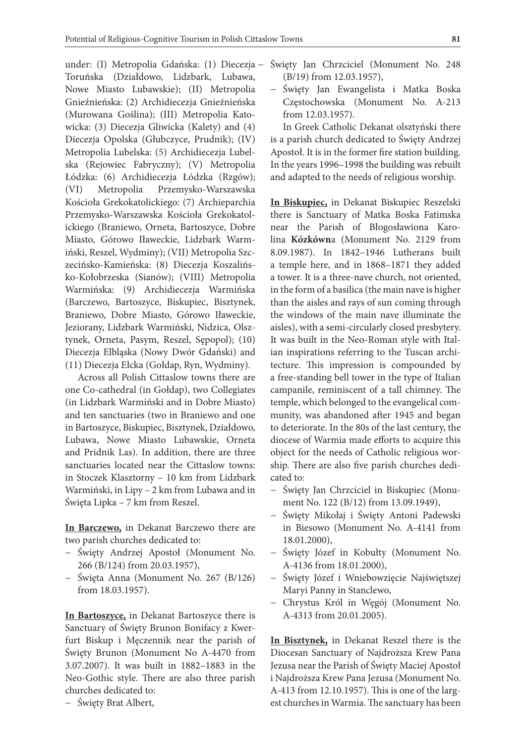under: (I) Metropolia Gdańska: (1) Diecezja Toruńska (Działdowo, Lidzbark, Lubawa, Nowe Miasto Lubawskie); (II) Metropolia Gnieźnieńska: (2) Archidiecezja Gnieźnieńska (Murowana Goślina); (III) Metropolia Katowicka: (3) Diecezja Gliwicka (Kalety) and (4) Diecezja Opolska (Głubczyce, Prudnik); (IV) Metropolia Lubelska: (5) Archidiecezja Lubelska (Rejowiec Fabryczny); (V) Metropolia Łódzka: (6) Archidiecezja Łódzka (Rzgów); (VI) Metropolia Przemysko-Warszawska Kościoła Grekokatolickiego: (7) Archieparchia Przemysko-Warszawska Kościoła Grekokatolickiego (Braniewo, Orneta, Bartoszyce, Dobre Miasto, Górowo Iławeckie, Lidzbark Warmiński, Reszel, Wydminy); (VII) Metropolia Szczecińsko-Kamieńska: (8) Diecezja Koszalińsko-Kołobrzeska (Sianów); (VIII) Metropolia Warmińska: (9) Archidiecezja Warmińska (Barczewo, Bartoszyce, Biskupiec, Bisztynek, Braniewo, Dobre Miasto, Górowo Iławeckie, Jeziorany, Lidzbark Warmiński, Nidzica, Olsztynek, Orneta, Pasym, Reszel, Sępopol); (10) Diecezja Elbląska (Nowy Dwór Gdański) and (11) Diecezja Ełcka (Gołdap, Ryn, Wydminy).

Across all Polish Cittaslow towns there are one Co-cathedral (in Gołdap), two Collegiates (in Lidzbark Warmiński and in Dobre Miasto) and ten sanctuaries (two in Braniewo and one in Bartoszyce, Biskupiec, Bisztynek, Działdowo, Lubawa, Nowe Miasto Lubawskie, Orneta and Pridnik Las). In addition, there are three sanctuaries located near the Cittaslow towns: in Stoczek Klasztorny – 10 km from Lidzbark Warmiński, in Lipy – 2 km from Lubawa and in Święta Lipka – 7 km from Reszel.

**In Barczewo,** in Dekanat Barczewo there are two parish churches dedicated to:

- Święty Andrzej Apostoł (Monument No. 266 (B/124) from 20.03.1957),
- Święta Anna (Monument No. 267 (B/126) from 18.03.1957).

**In Bartoszyce,** in Dekanat Bartoszyce there is Sanctuary of Święty Brunon Bonifacy z Kwerfurt Biskup i Męczennik near the parish of Święty Brunon (Monument No A-4470 from 3.07.2007). It was built in 1882–1883 in the Neo-Gothic style. There are also three parish churches dedicated to:

- Święty Brat Albert,
- Święty Jan Chrzciciel (Monument No. 248 (B/19) from 12.03.1957),
- Święty Jan Ewangelista i Matka Boska Częstochowska (Monument No. A-213 from 12.03.1957).

In Greek Catholic Dekanat olsztyński there is a parish church dedicated to Święty Andrzej Apostoł. It is in the former fire station building. In the years 1996–1998 the building was rebuilt and adapted to the needs of religious worship.

**In Biskupiec,** in Dekanat Biskupiec Reszelski there is Sanctuary of Matka Boska Fatimska near the Parish of Błogosławiona Karolina **Kózkówn**a (Monument No. 2129 from 8.09.1987). In 1842–1946 Lutherans built a temple here, and in 1868–1871 they added a tower. It is a three-nave church, not oriented, in the form of a basilica (the main nave is higher than the aisles and rays of sun coming through the windows of the main nave illuminate the aisles), with a semi-circularly closed presbytery. It was built in the Neo-Roman style with Italian inspirations referring to the Tuscan architecture. This impression is compounded by a free-standing bell tower in the type of Italian campanile, reminiscent of a tall chimney. The temple, which belonged to the evangelical community, was abandoned after 1945 and began to deteriorate. In the 80s of the last century, the diocese of Warmia made efforts to acquire this object for the needs of Catholic religious worship. There are also five parish churches dedicated to:

- Święty Jan Chrzciciel in Biskupiec (Monument No. 122 (B/12) from 13.09.1949),
- Święty Mikołaj i Święty Antoni Padewski in Biesowo (Monument No. A-4141 from 18.01.2000),
- Święty Józef in Kobułty (Monument No. A-4136 from 18.01.2000),
- Święty Józef i Wniebowzięcie Najświętszej Maryi Panny in Stanclewo,
- Chrystus Król in Węgój (Monument No. A-4313 from 20.01.2005).

**In Bisztynek,** in Dekanat Reszel there is the Diocesan Sanctuary of Najdroższa Krew Pana Jezusa near the Parish of Święty Maciej Apostoł i Najdroższa Krew Pana Jezusa (Monument No. A-413 from 12.10.1957). This is one of the largest churches in Warmia. The sanctuary has been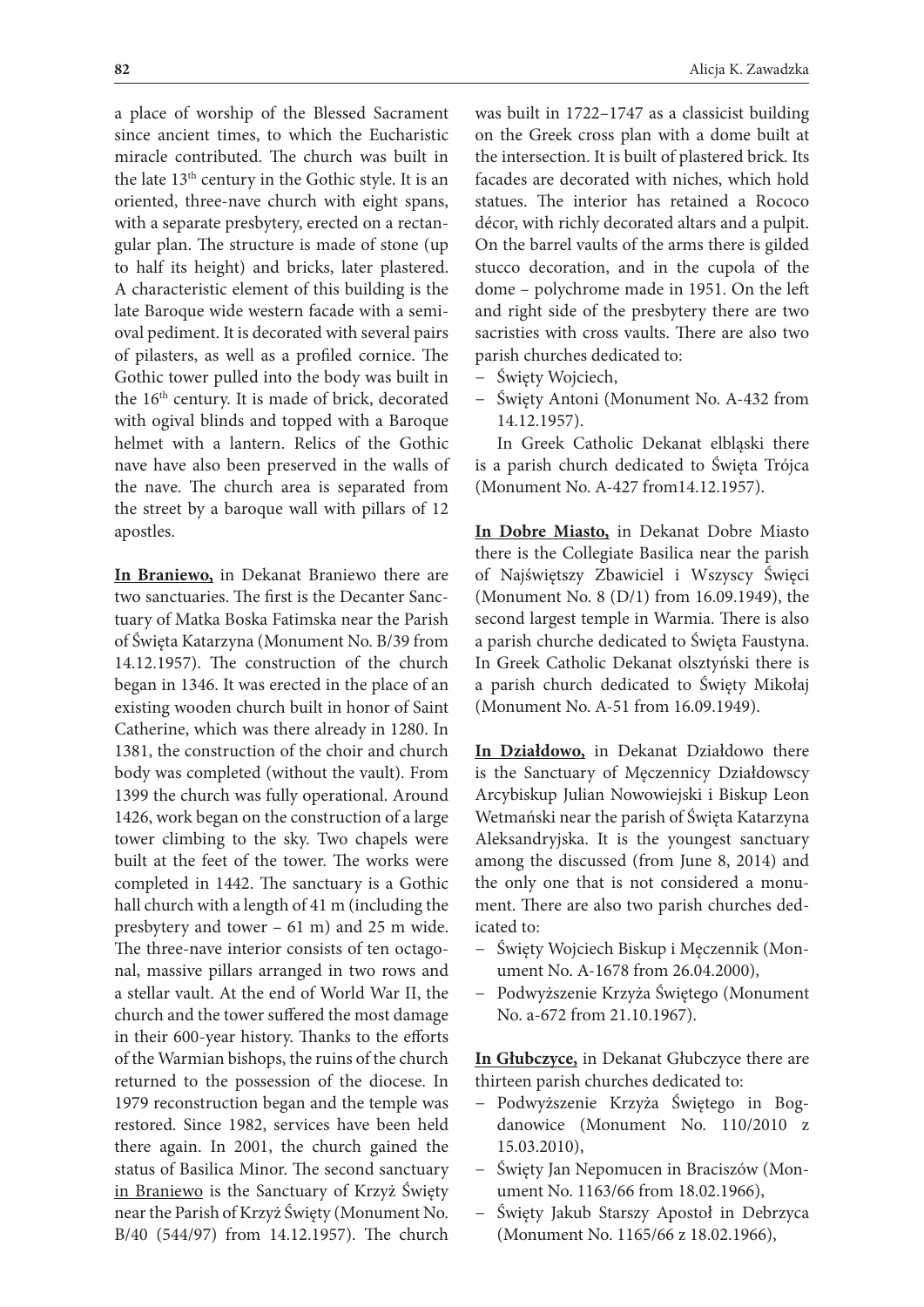a place of worship of the Blessed Sacrament since ancient times, to which the Eucharistic miracle contributed. The church was built in the late 13th century in the Gothic style. It is an oriented, three-nave church with eight spans, with a separate presbytery, erected on a rectangular plan. The structure is made of stone (up to half its height) and bricks, later plastered. A characteristic element of this building is the late Baroque wide western facade with a semi-oval pediment. It is decorated with several pairs of pilasters, as well as a profiled cornice. The Gothic tower pulled into the body was built in the 16th century. It is made of brick, decorated with ogival blinds and topped with a Baroque helmet with a lantern. Relics of the Gothic nave have also been preserved in the walls of the nave. The church area is separated from the street by a baroque wall with pillars of 12 apostles.

**In Braniewo,** in Dekanat Braniewo there are two sanctuaries. The first is the Decanter Sanctuary of Matka Boska Fatimska near the Parish of Święta Katarzyna (Monument No. B/39 from 14.12.1957). The construction of the church began in 1346. It was erected in the place of an existing wooden church built in honor of Saint Catherine, which was there already in 1280. In 1381, the construction of the choir and church body was completed (without the vault). From 1399 the church was fully operational. Around 1426, work began on the construction of a large tower climbing to the sky. Two chapels were built at the feet of the tower. The works were completed in 1442. The sanctuary is a Gothic hall church with a length of 41 m (including the presbytery and tower – 61 m) and 25 m wide. The three-nave interior consists of ten octagonal, massive pillars arranged in two rows and a stellar vault. At the end of World War II, the church and the tower suffered the most damage in their 600-year history. Thanks to the efforts of the Warmian bishops, the ruins of the church returned to the possession of the diocese. In 1979 reconstruction began and the temple was restored. Since 1982, services have been held there again. In 2001, the church gained the status of Basilica Minor. The second sanctuary in Braniewo is the Sanctuary of Krzyż Święty near the Parish of Krzyż Święty (Monument No. B/40 (544/97) from 14.12.1957). The church was built in 1722–1747 as a classicist building on the Greek cross plan with a dome built at the intersection. It is built of plastered brick. Its facades are decorated with niches, which hold statues. The interior has retained a Rococo décor, with richly decorated altars and a pulpit. On the barrel vaults of the arms there is gilded stucco decoration, and in the cupola of the dome – polychrome made in 1951. On the left and right side of the presbytery there are two sacristies with cross vaults. There are also two parish churches dedicated to:

- Święty Wojciech,
- Święty Antoni (Monument No. A-432 from 14.12.1957).

In Greek Catholic Dekanat elbląski there is a parish church dedicated to Święta Trójca (Monument No. A-427 from14.12.1957).

**In Dobre Miasto,** in Dekanat Dobre Miasto there is the Collegiate Basilica near the parish of Najświętszy Zbawiciel i Wszyscy Święci (Monument No. 8 (D/1) from 16.09.1949), the second largest temple in Warmia. There is also a parish churche dedicated to Święta Faustyna. In Greek Catholic Dekanat olsztyński there is a parish church dedicated to Święty Mikołaj (Monument No. A-51 from 16.09.1949).

**In Działdowo,** in Dekanat Działdowo there is the Sanctuary of Męczennicy Działdowscy Arcybiskup Julian Nowowiejski i Biskup Leon Wetmański near the parish of Święta Katarzyna Aleksandryjska. It is the youngest sanctuary among the discussed (from June 8, 2014) and the only one that is not considered a monument. There are also two parish churches dedicated to:

- Święty Wojciech Biskup i Męczennik (Monument No. A-1678 from 26.04.2000),
- Podwyższenie Krzyża Świętego (Monument No. a-672 from 21.10.1967).

**In Głubczyce,** in Dekanat Głubczyce there are thirteen parish churches dedicated to:

- Podwyższenie Krzyża Świętego in Bogdanowice (Monument No. 110/2010 z 15.03.2010),
- Święty Jan Nepomucen in Braciszów (Monument No. 1163/66 from 18.02.1966),
- Święty Jakub Starszy Apostoł in Debrzyca (Monument No. 1165/66 z 18.02.1966),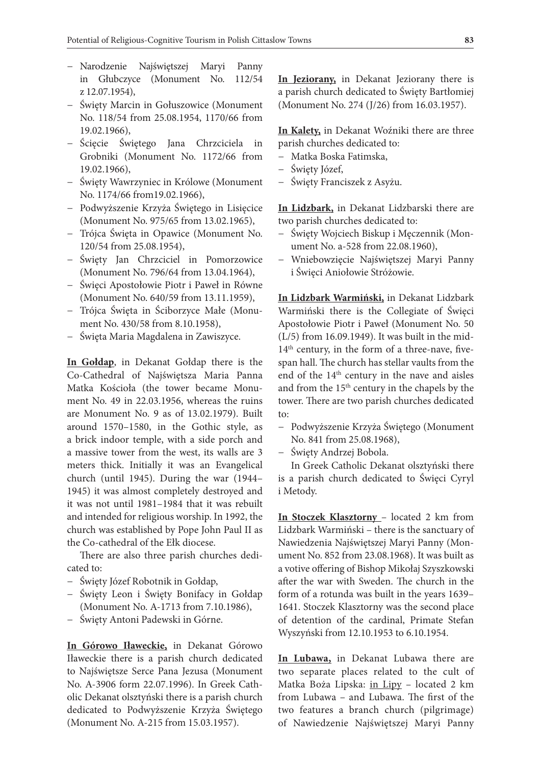- Narodzenie Najświętszej Maryi Panny in Głubczyce (Monument No. 112/54 z 12.07.1954),
- Święty Marcin in Gołuszowice (Monument No. 118/54 from 25.08.1954, 1170/66 from 19.02.1966),
- Ścięcie Świętego Jana Chrzciciela in Grobniki (Monument No. 1172/66 from 19.02.1966),
- Święty Wawrzyniec in Królowe (Monument No. 1174/66 from19.02.1966),
- Podwyższenie Krzyża Świętego in Lisięcice (Monument No. 975/65 from 13.02.1965),
- Trójca Święta in Opawice (Monument No. 120/54 from 25.08.1954),
- Święty Jan Chrzciciel in Pomorzowice (Monument No. 796/64 from 13.04.1964),
- Święci Apostołowie Piotr i Paweł in Równe (Monument No. 640/59 from 13.11.1959),
- Trójca Święta in Ściborzyce Małe (Monument No. 430/58 from 8.10.1958),
- Święta Maria Magdalena in Zawiszyce.

**In Gołdap**, in Dekanat Gołdap there is the Co-Cathedral of Najświętsza Maria Panna Matka Kościoła (the tower became Monument No. 49 in 22.03.1956, whereas the ruins are Monument No. 9 as of 13.02.1979). Built around 1570–1580, in the Gothic style, as a brick indoor temple, with a side porch and a massive tower from the west, its walls are 3 meters thick. Initially it was an Evangelical church (until 1945). During the war (1944–1945) it was almost completely destroyed and it was not until 1981–1984 that it was rebuilt and intended for religious worship. In 1992, the church was established by Pope John Paul II as the Co-cathedral of the Ełk diocese.

There are also three parish churches dedicated to:

- Święty Józef Robotnik in Gołdap,
- Święty Leon i Święty Bonifacy in Gołdap (Monument No. A-1713 from 7.10.1986),
- Święty Antoni Padewski in Górne.

**In Górowo Iławeckie,** in Dekanat Górowo Iławeckie there is a parish church dedicated to Najświętsze Serce Pana Jezusa (Monument No. A-3906 form 22.07.1996). In Greek Catholic Dekanat olsztyński there is a parish church dedicated to Podwyższenie Krzyża Świętego (Monument No. A-215 from 15.03.1957).

**In Jeziorany,** in Dekanat Jeziorany there is a parish church dedicated to Święty Bartłomiej (Monument No. 274 (J/26) from 16.03.1957).

**In Kalety,** in Dekanat Woźniki there are three parish churches dedicated to:

- Matka Boska Fatimska,
- Święty Józef,
- Święty Franciszek z Asyżu.

**In Lidzbark,** in Dekanat Lidzbarski there are two parish churches dedicated to:

- Święty Wojciech Biskup i Męczennik (Monument No. a-528 from 22.08.1960),
- Wniebowzięcie Najświętszej Maryi Panny i Święci Aniołowie Stróżowie.

**In Lidzbark Warmiński,** in Dekanat Lidzbark Warmiński there is the Collegiate of Święci Apostołowie Piotr i Paweł (Monument No. 50 (L/5) from 16.09.1949). It was built in the mid-14th century, in the form of a three-nave, five-span hall. The church has stellar vaults from the end of the 14th century in the nave and aisles and from the 15th century in the chapels by the tower. There are two parish churches dedicated to:

- Podwyższenie Krzyża Świętego (Monument No. 841 from 25.08.1968),
- Święty Andrzej Bobola.

In Greek Catholic Dekanat olsztyński there is a parish church dedicated to Święci Cyryl i Metody.

**In Stoczek Klasztorny** – located 2 km from Lidzbark Warmiński – there is the sanctuary of Nawiedzenia Najświętszej Maryi Panny (Monument No. 852 from 23.08.1968). It was built as a votive offering of Bishop Mikołaj Szyszkowski after the war with Sweden. The church in the form of a rotunda was built in the years 1639–1641. Stoczek Klasztorny was the second place of detention of the cardinal, Primate Stefan Wyszyński from 12.10.1953 to 6.10.1954.

**In Lubawa,** in Dekanat Lubawa there are two separate places related to the cult of Matka Boża Lipska: in Lipy – located 2 km from Lubawa – and Lubawa. The first of the two features a branch church (pilgrimage) of Nawiedzenie Najświętszej Maryi Panny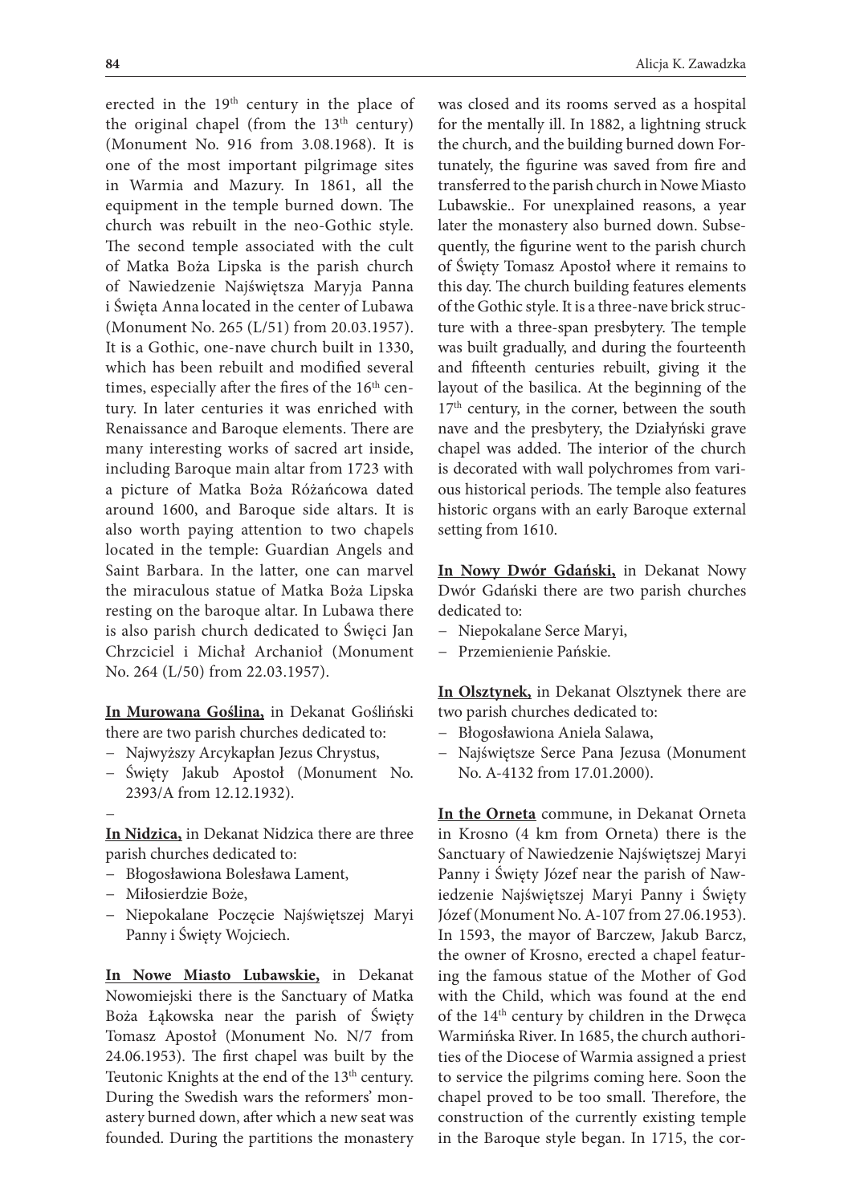erected in the 19th century in the place of the original chapel (from the 13th century) (Monument No. 916 from 3.08.1968). It is one of the most important pilgrimage sites in Warmia and Mazury. In 1861, all the equipment in the temple burned down. The church was rebuilt in the neo-Gothic style. The second temple associated with the cult of Matka Boża Lipska is the parish church of Nawiedzenie Najświętsza Maryja Panna i Święta Anna located in the center of Lubawa (Monument No. 265 (L/51) from 20.03.1957). It is a Gothic, one-nave church built in 1330, which has been rebuilt and modified several times, especially after the fires of the 16th century. In later centuries it was enriched with Renaissance and Baroque elements. There are many interesting works of sacred art inside, including Baroque main altar from 1723 with a picture of Matka Boża Różańcowa dated around 1600, and Baroque side altars. It is also worth paying attention to two chapels located in the temple: Guardian Angels and Saint Barbara. In the latter, one can marvel the miraculous statue of Matka Boża Lipska resting on the baroque altar. In Lubawa there is also parish church dedicated to Święci Jan Chrzciciel i Michał Archanioł (Monument No. 264 (L/50) from 22.03.1957).

**In Murowana Goślina,** in Dekanat Gośliński there are two parish churches dedicated to:

- Najwyższy Arcykapłan Jezus Chrystus,
- Święty Jakub Apostoł (Monument No. 2393/A from 12.12.1932).
-

**In Nidzica,** in Dekanat Nidzica there are three parish churches dedicated to:

- Błogosławiona Bolesława Lament,
- Miłosierdzie Boże,
- Niepokalane Poczęcie Najświętszej Maryi Panny i Święty Wojciech.

**In Nowe Miasto Lubawskie,** in Dekanat Nowomiejski there is the Sanctuary of Matka Boża Łąkowska near the parish of Święty Tomasz Apostoł (Monument No. N/7 from 24.06.1953). The first chapel was built by the Teutonic Knights at the end of the 13th century. During the Swedish wars the reformers' monastery burned down, after which a new seat was founded. During the partitions the monastery was closed and its rooms served as a hospital for the mentally ill. In 1882, a lightning struck the church, and the building burned down Fortunately, the figurine was saved from fire and transferred to the parish church in Nowe Miasto Lubawskie.. For unexplained reasons, a year later the monastery also burned down. Subsequently, the figurine went to the parish church of Święty Tomasz Apostoł where it remains to this day. The church building features elements of the Gothic style. It is a three-nave brick structure with a three-span presbytery. The temple was built gradually, and during the fourteenth and fifteenth centuries rebuilt, giving it the layout of the basilica. At the beginning of the 17th century, in the corner, between the south nave and the presbytery, the Działyński grave chapel was added. The interior of the church is decorated with wall polychromes from various historical periods. The temple also features historic organs with an early Baroque external setting from 1610.

**In Nowy Dwór Gdański,** in Dekanat Nowy Dwór Gdański there are two parish churches dedicated to:

- Niepokalane Serce Maryi,
- Przemienienie Pańskie.

**In Olsztynek,** in Dekanat Olsztynek there are two parish churches dedicated to:

- Błogosławiona Aniela Salawa,
- Najświętsze Serce Pana Jezusa (Monument No. A-4132 from 17.01.2000).

**In the Orneta** commune, in Dekanat Orneta in Krosno (4 km from Orneta) there is the Sanctuary of Nawiedzenie Najświętszej Maryi Panny i Święty Józef near the parish of Nawiedzenie Najświętszej Maryi Panny i Święty Józef (Monument No. A-107 from 27.06.1953). In 1593, the mayor of Barczew, Jakub Barcz, the owner of Krosno, erected a chapel featuring the famous statue of the Mother of God with the Child, which was found at the end of the 14th century by children in the Drwęca Warmińska River. In 1685, the church authorities of the Diocese of Warmia assigned a priest to service the pilgrims coming here. Soon the chapel proved to be too small. Therefore, the construction of the currently existing temple in the Baroque style began. In 1715, the cor-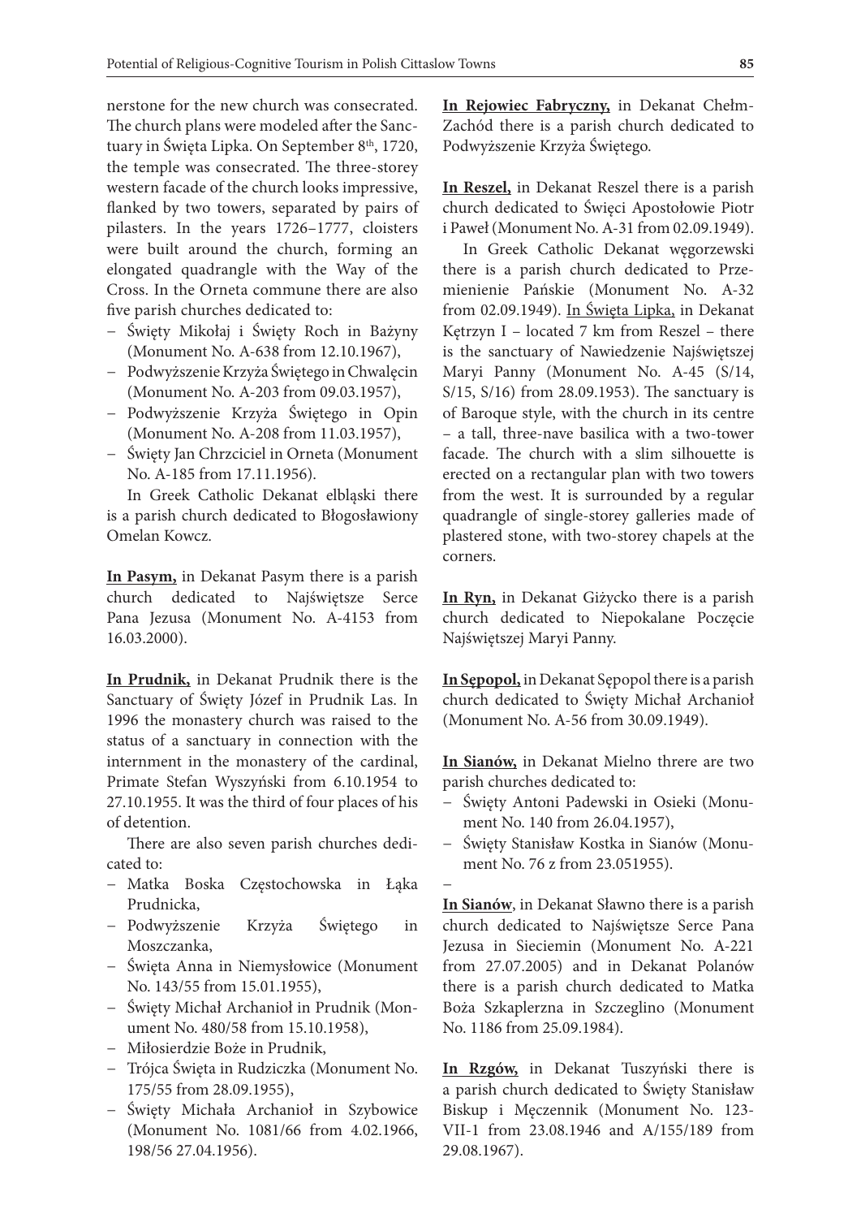nerstone for the new church was consecrated. The church plans were modeled after the Sanctuary in Święta Lipka. On September 8th, 1720, the temple was consecrated. The three-storey western facade of the church looks impressive, flanked by two towers, separated by pairs of pilasters. In the years 1726–1777, cloisters were built around the church, forming an elongated quadrangle with the Way of the Cross. In the Orneta commune there are also five parish churches dedicated to:

- Święty Mikołaj i Święty Roch in Bażyny (Monument No. A-638 from 12.10.1967),
- Podwyższenie Krzyża Świętego in Chwalęcin (Monument No. A-203 from 09.03.1957),
- Podwyższenie Krzyża Świętego in Opin (Monument No. A-208 from 11.03.1957),
- Święty Jan Chrzciciel in Orneta (Monument No. A-185 from 17.11.1956).

In Greek Catholic Dekanat elbląski there is a parish church dedicated to Błogosławiony Omelan Kowcz.

**In Pasym,** in Dekanat Pasym there is a parish church dedicated to Najświętsze Serce Pana Jezusa (Monument No. A-4153 from 16.03.2000).

**In Prudnik,** in Dekanat Prudnik there is the Sanctuary of Święty Józef in Prudnik Las. In 1996 the monastery church was raised to the status of a sanctuary in connection with the internment in the monastery of the cardinal, Primate Stefan Wyszyński from 6.10.1954 to 27.10.1955. It was the third of four places of his of detention.

There are also seven parish churches dedicated to:

- Matka Boska Częstochowska in Łąka Prudnicka,
- Podwyższenie Krzyża Świętego in Moszczanka,
- Święta Anna in Niemysłowice (Monument No. 143/55 from 15.01.1955),
- Święty Michał Archanioł in Prudnik (Monument No. 480/58 from 15.10.1958),
- Miłosierdzie Boże in Prudnik,
- Trójca Święta in Rudziczka (Monument No. 175/55 from 28.09.1955),
- Święty Michała Archanioł in Szybowice (Monument No. 1081/66 from 4.02.1966, 198/56 27.04.1956).

**In Rejowiec Fabryczny,** in Dekanat Chełm-Zachód there is a parish church dedicated to Podwyższenie Krzyża Świętego.

**In Reszel,** in Dekanat Reszel there is a parish church dedicated to Święci Apostołowie Piotr i Paweł (Monument No. A-31 from 02.09.1949).

In Greek Catholic Dekanat węgorzewski there is a parish church dedicated to Przemienienie Pańskie (Monument No. A-32 from 02.09.1949). In Święta Lipka, in Dekanat Kętrzyn I – located 7 km from Reszel – there is the sanctuary of Nawiedzenie Najświętszej Maryi Panny (Monument No. A-45 (S/14, S/15, S/16) from 28.09.1953). The sanctuary is of Baroque style, with the church in its centre – a tall, three-nave basilica with a two-tower facade. The church with a slim silhouette is erected on a rectangular plan with two towers from the west. It is surrounded by a regular quadrangle of single-storey galleries made of plastered stone, with two-storey chapels at the corners.

**In Ryn,** in Dekanat Giżycko there is a parish church dedicated to Niepokalane Poczęcie Najświętszej Maryi Panny.

**In Sępopol,** in Dekanat Sępopol there is a parish church dedicated to Święty Michał Archanioł (Monument No. A-56 from 30.09.1949).

**In Sianów,** in Dekanat Mielno threre are two parish churches dedicated to:

- Święty Antoni Padewski in Osieki (Monument No. 140 from 26.04.1957),
- Święty Stanisław Kostka in Sianów (Monument No. 76 z from 23.051955).
- 

**In Sianów**, in Dekanat Sławno there is a parish church dedicated to Najświętsze Serce Pana Jezusa in Sieciemin (Monument No. A-221 from 27.07.2005) and in Dekanat Polanów there is a parish church dedicated to Matka Boża Szkaplerzna in Szczeglino (Monument No. 1186 from 25.09.1984).

**In Rzgów,** in Dekanat Tuszyński there is a parish church dedicated to Święty Stanisław Biskup i Męczennik (Monument No. 123-VII-1 from 23.08.1946 and A/155/189 from 29.08.1967).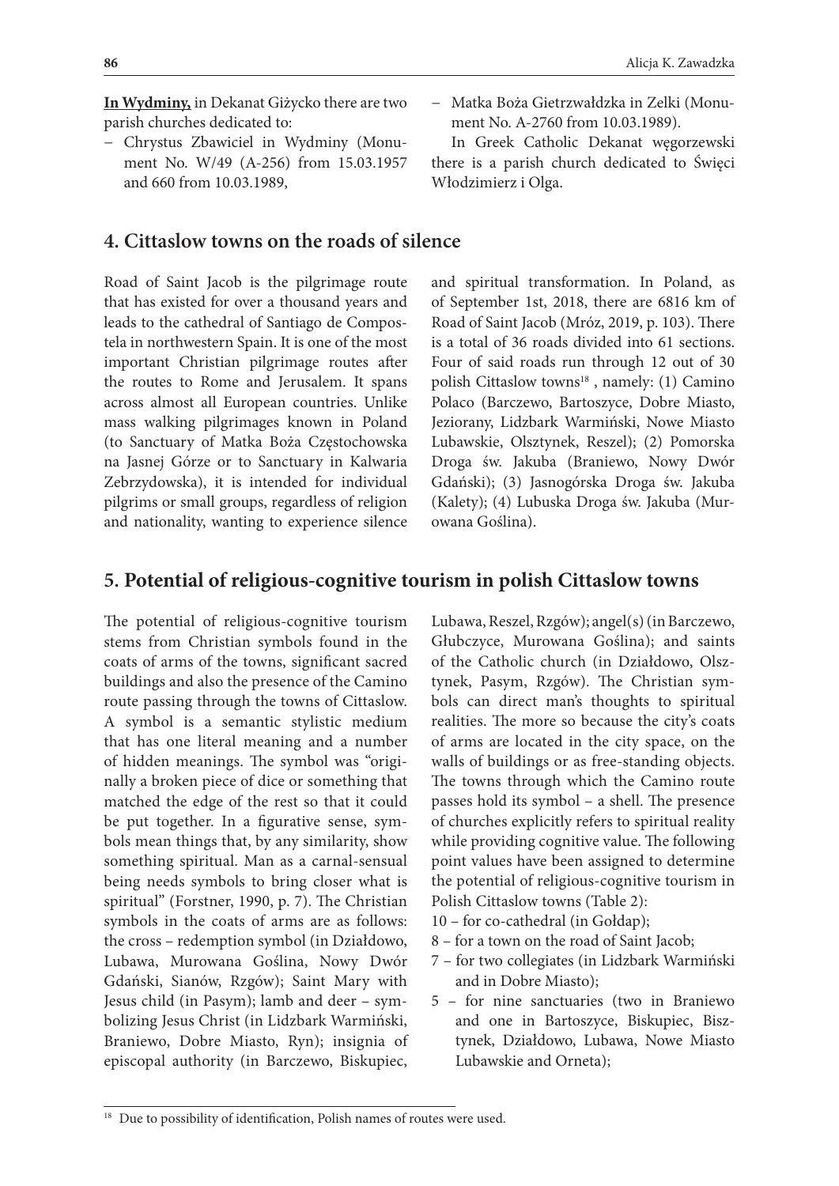**In Wydminy,** in Dekanat Giżycko there are two parish churches dedicated to:

- Chrystus Zbawiciel in Wydminy (Monument No. W/49 (A-256) from 15.03.1957 and 660 from 10.03.1989,
- Matka Boża Gietrzwałdzka in Zelki (Monument No. A-2760 from 10.03.1989).

In Greek Catholic Dekanat węgorzewski there is a parish church dedicated to Święci Włodzimierz i Olga.

## 4. Cittaslow towns on the roads of silence

Road of Saint Jacob is the pilgrimage route that has existed for over a thousand years and leads to the cathedral of Santiago de Compostela in northwestern Spain. It is one of the most important Christian pilgrimage routes after the routes to Rome and Jerusalem. It spans across almost all European countries. Unlike mass walking pilgrimages known in Poland (to Sanctuary of Matka Boża Częstochowska na Jasnej Górze or to Sanctuary in Kalwaria Zebrzydowska), it is intended for individual pilgrims or small groups, regardless of religion and nationality, wanting to experience silence and spiritual transformation. In Poland, as of September 1st, 2018, there are 6816 km of Road of Saint Jacob (Mróz, 2019, p. 103). There is a total of 36 roads divided into 61 sections. Four of said roads run through 12 out of 30 polish Cittaslow towns[18] , namely: (1) Camino Polaco (Barczewo, Bartoszyce, Dobre Miasto, Jeziorany, Lidzbark Warmiński, Nowe Miasto Lubawskie, Olsztynek, Reszel); (2) Pomorska Droga św. Jakuba (Braniewo, Nowy Dwór Gdański); (3) Jasnogórska Droga św. Jakuba (Kalety); (4) Lubuska Droga św. Jakuba (Murowana Goślina).

## 5. Potential of religious-cognitive tourism in polish Cittaslow towns

The potential of religious-cognitive tourism stems from Christian symbols found in the coats of arms of the towns, significant sacred buildings and also the presence of the Camino route passing through the towns of Cittaslow. A symbol is a semantic stylistic medium that has one literal meaning and a number of hidden meanings. The symbol was "originally a broken piece of dice or something that matched the edge of the rest so that it could be put together. In a figurative sense, symbols mean things that, by any similarity, show something spiritual. Man as a carnal-sensual being needs symbols to bring closer what is spiritual" (Forstner, 1990, p. 7). The Christian symbols in the coats of arms are as follows: the cross – redemption symbol (in Działdowo, Lubawa, Murowana Goślina, Nowy Dwór Gdański, Sianów, Rzgów); Saint Mary with Jesus child (in Pasym); lamb and deer – symbolizing Jesus Christ (in Lidzbark Warmiński, Braniewo, Dobre Miasto, Ryn); insignia of episcopal authority (in Barczewo, Biskupiec, Lubawa, Reszel, Rzgów); angel(s) (in Barczewo, Głubczyce, Murowana Goślina); and saints of the Catholic church (in Działdowo, Olsztynek, Pasym, Rzgów). The Christian symbols can direct man's thoughts to spiritual realities. The more so because the city's coats of arms are located in the city space, on the walls of buildings or as free-standing objects. The towns through which the Camino route passes hold its symbol – a shell. The presence of churches explicitly refers to spiritual reality while providing cognitive value. The following point values have been assigned to determine the potential of religious-cognitive tourism in Polish Cittaslow towns (Table 2):

10 – for co-cathedral (in Gołdap);
8 – for a town on the road of Saint Jacob;
7 – for two collegiates (in Lidzbark Warmiński and in Dobre Miasto);
5 – for nine sanctuaries (two in Braniewo and one in Bartoszyce, Biskupiec, Bisztynek, Działdowo, Lubawa, Nowe Miasto Lubawskie and Orneta);

[18] Due to possibility of identification, Polish names of routes were used.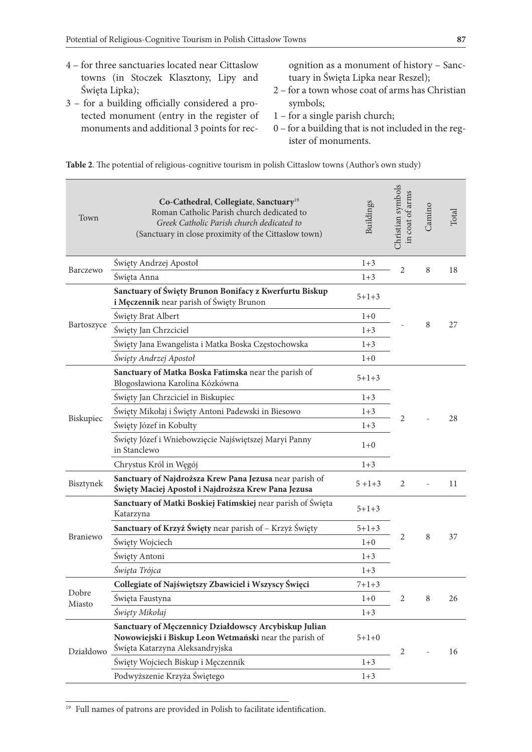4 – for three sanctuaries located near Cittaslow towns (in Stoczek Klasztony, Lipy and Święta Lipka);

3 – for a building officially considered a protected monument (entry in the register of monuments and additional 3 points for recognition as a monument of history – Sanctuary in Święta Lipka near Reszel);

2 – for a town whose coat of arms has Christian symbols;

1 – for a single parish church;

0 – for a building that is not included in the register of monuments.

**Table 2**. The potential of religious-cognitive tourism in polish Cittaslow towns (Author's own study)

| Town | **Co-Cathedral, Collegiate, Sanctuary**[19]<br>Roman Catholic Parish church dedicated to<br>*Greek Catholic Parish church dedicated to*<br>(Sanctuary in close proximity of the Cittaslow town) | Buildings | Christian symbols in coat of arms | Camino | Total |
|---|---|---|---|---|---|
| Barczewo | Święty Andrzej Apostoł | 1+3 | 2 | 8 | 18 |
| | Święta Anna | 1+3 | | | |
| Bartoszyce | **Sanctuary of Święty Brunon Bonifacy z Kwerfurtu Biskup i Męczennik** near parish of Święty Brunon | 5+1+3 | - | 8 | 27 |
| | Święty Brat Albert | 1+0 | | | |
| | Święty Jan Chrzciciel | 1+3 | | | |
| | Święty Jana Ewangelista i Matka Boska Częstochowska | 1+3 | | | |
| | *Święty Andrzej Apostoł* | 1+0 | | | |
| Biskupiec | **Sanctuary of Matka Boska Fatimska** near the parish of Błogosławiona Karolina Kózkówna | 5+1+3 | 2 | - | 28 |
| | Święty Jan Chrzciciel in Biskupiec | 1+3 | | | |
| | Święty Mikołaj i Święty Antoni Padewski in Biesowo | 1+3 | | | |
| | Święty Józef in Kobułty | 1+3 | | | |
| | Święty Józef i Wniebowzięcie Najświętszej Maryi Panny in Stanclewo | 1+0 | | | |
| | Chrystus Król in Węgój | 1+3 | | | |
| Bisztynek | **Sanctuary of Najdroższa Krew Pana Jezusa** near parish of **Święty Maciej Apostoł i Najdroższa Krew Pana Jezusa** | 5 +1+3 | 2 | - | 11 |
| Braniewo | **Sanctuary of Matki Boskiej Fatimskiej** near parish of Święta Katarzyna | 5+1+3 | 2 | 8 | 37 |
| | **Sanctuary of Krzyż Święty** near parish of – Krzyż Święty | 5+1+3 | | | |
| | Święty Wojciech | 1+0 | | | |
| | Święty Antoni | 1+3 | | | |
| | *Święta Trójca* | 1+3 | | | |
| Dobre Miasto | **Collegiate of Najświętszy Zbawiciel i Wszyscy Święci** | 7+1+3 | 2 | 8 | 26 |
| | Święta Faustyna | 1+0 | | | |
| | *Święty Mikołaj* | 1+3 | | | |
| Działdowo | **Sanctuary of Męczennicy Działdowscy Arcybiskup Julian Nowowiejski i Biskup Leon Wetmański** near the parish of Święta Katarzyna Aleksandryjska | 5+1+0 | 2 | - | 16 |
| | Święty Wojciech Biskup i Męczennik | 1+3 | | | |
| | Podwyższenie Krzyża Świętego | 1+3 | | | |

[19] Full names of patrons are provided in Polish to facilitate identification.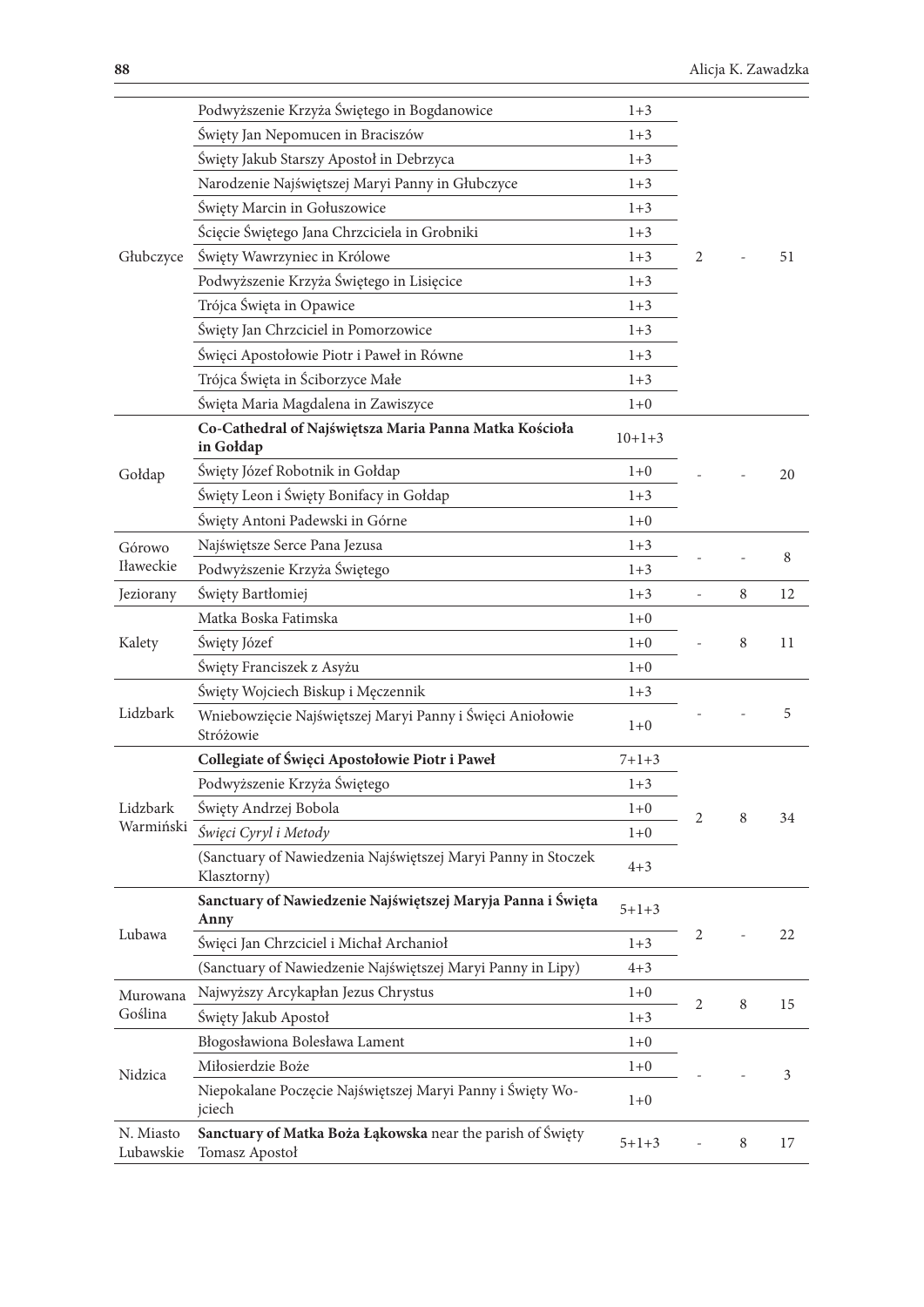| | | | | | |
|---|---|---|---|---|---|
| Głubczyce | Podwyższenie Krzyża Świętego in Bogdanowice | 1+3 | 2 | - | 51 |
| | Święty Jan Nepomucen in Braciszów | 1+3 | | | |
| | Święty Jakub Starszy Apostoł in Debrzyca | 1+3 | | | |
| | Narodzenie Najświętszej Maryi Panny in Głubczyce | 1+3 | | | |
| | Święty Marcin in Gołuszowice | 1+3 | | | |
| | Ścięcie Świętego Jana Chrzciciela in Grobniki | 1+3 | | | |
| | Święty Wawrzyniec in Królowe | 1+3 | | | |
| | Podwyższenie Krzyża Świętego in Lisięcice | 1+3 | | | |
| | Trójca Święta in Opawice | 1+3 | | | |
| | Święty Jan Chrzciciel in Pomorzowice | 1+3 | | | |
| | Święci Apostołowie Piotr i Paweł in Równe | 1+3 | | | |
| | Trójca Święta in Ściborzyce Małe | 1+3 | | | |
| | Święta Maria Magdalena in Zawiszyce | 1+0 | | | |
| Gołdap | **Co-Cathedral of Najświętsza Maria Panna Matka Kościoła in Gołdap** | 10+1+3 | - | - | 20 |
| | Święty Józef Robotnik in Gołdap | 1+0 | | | |
| | Święty Leon i Święty Bonifacy in Gołdap | 1+3 | | | |
| | Święty Antoni Padewski in Górne | 1+0 | | | |
| Górowo Iławeckie | Najświętsze Serce Pana Jezusa | 1+3 | - | - | 8 |
| | Podwyższenie Krzyża Świętego | 1+3 | | | |
| Jeziorany | Święty Bartłomiej | 1+3 | - | 8 | 12 |
| Kalety | Matka Boska Fatimska | 1+0 | - | 8 | 11 |
| | Święty Józef | 1+0 | | | |
| | Święty Franciszek z Asyżu | 1+0 | | | |
| Lidzbark | Święty Wojciech Biskup i Męczennik | 1+3 | - | - | 5 |
| | Wniebowzięcie Najświętszej Maryi Panny i Święci Aniołowie Stróżowie | 1+0 | | | |
| Lidzbark Warmiński | **Collegiate of Święci Apostołowie Piotr i Paweł** | 7+1+3 | 2 | 8 | 34 |
| | Podwyższenie Krzyża Świętego | 1+3 | | | |
| | Święty Andrzej Bobola | 1+0 | | | |
| | *Święci Cyryl i Metody* | 1+0 | | | |
| | (Sanctuary of Nawiedzenia Najświętszej Maryi Panny in Stoczek Klasztorny) | 4+3 | | | |
| Lubawa | **Sanctuary of Nawiedzenie Najświętszej Maryja Panna i Święta Anny** | 5+1+3 | 2 | - | 22 |
| | Święci Jan Chrzciciel i Michał Archanioł | 1+3 | | | |
| | (Sanctuary of Nawiedzenie Najświętszej Maryi Panny in Lipy) | 4+3 | | | |
| Murowana Goślina | Najwyższy Arcykapłan Jezus Chrystus | 1+0 | 2 | 8 | 15 |
| | Święty Jakub Apostoł | 1+3 | | | |
| Nidzica | Błogosławiona Bolesława Lament | 1+0 | - | - | 3 |
| | Miłosierdzie Boże | 1+0 | | | |
| | Niepokalane Poczęcie Najświętszej Maryi Panny i Święty Wojciech | 1+0 | | | |
| N. Miasto Lubawskie | **Sanctuary of Matka Boża Łąkowska** near the parish of Święty Tomasz Apostoł | 5+1+3 | - | 8 | 17 |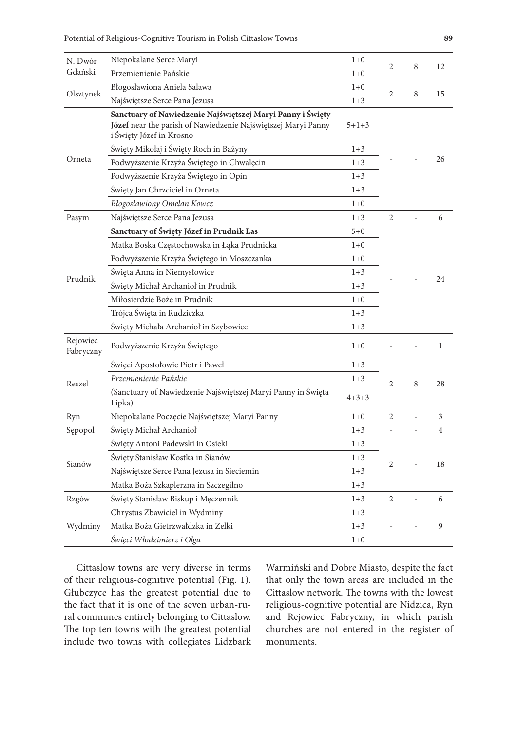| | | | | | |
|---|---|---|---|---|---|
| N. Dwór Gdański | Niepokalane Serce Maryi | 1+0 | 2 | 8 | 12 |
| | Przemienienie Pańskie | 1+0 | | | |
| Olsztynek | Błogosławiona Aniela Salawa | 1+0 | 2 | 8 | 15 |
| | Najświętsze Serce Pana Jezusa | 1+3 | | | |
| Orneta | **Sanctuary of Nawiedzenie Najświętszej Maryi Panny i Święty Józef** near the parish of Nawiedzenie Najświętszej Maryi Panny i Święty Józef in Krosno | 5+1+3 | - | - | 26 |
| | Święty Mikołaj i Święty Roch in Bażyny | 1+3 | | | |
| | Podwyższenie Krzyża Świętego in Chwalęcin | 1+3 | | | |
| | Podwyższenie Krzyża Świętego in Opin | 1+3 | | | |
| | Święty Jan Chrzciciel in Orneta | 1+3 | | | |
| | *Błogosławiony Omelan Kowcz* | 1+0 | | | |
| Pasym | Najświętsze Serce Pana Jezusa | 1+3 | 2 | - | 6 |
| Prudnik | **Sanctuary of Święty Józef in Prudnik Las** | 5+0 | - | - | 24 |
| | Matka Boska Częstochowska in Łąka Prudnicka | 1+0 | | | |
| | Podwyższenie Krzyża Świętego in Moszczanka | 1+0 | | | |
| | Święta Anna in Niemysłowice | 1+3 | | | |
| | Święty Michał Archanioł in Prudnik | 1+3 | | | |
| | Miłosierdzie Boże in Prudnik | 1+0 | | | |
| | Trójca Święta in Rudziczka | 1+3 | | | |
| | Święty Michała Archanioł in Szybowice | 1+3 | | | |
| Rejowiec Fabryczny | Podwyższenie Krzyża Świętego | 1+0 | - | - | 1 |
| Reszel | Święci Apostołowie Piotr i Paweł | 1+3 | 2 | 8 | 28 |
| | *Przemienienie Pańskie* | 1+3 | | | |
| | (Sanctuary of Nawiedzenie Najświętszej Maryi Panny in Święta Lipka) | 4+3+3 | | | |
| Ryn | Niepokalane Poczęcie Najświętszej Maryi Panny | 1+0 | 2 | - | 3 |
| Sępopol | Święty Michał Archanioł | 1+3 | - | - | 4 |
| Sianów | Święty Antoni Padewski in Osieki | 1+3 | 2 | - | 18 |
| | Święty Stanisław Kostka in Sianów | 1+3 | | | |
| | Najświętsze Serce Pana Jezusa in Sieciemin | 1+3 | | | |
| | Matka Boża Szkaplerzna in Szczegilno | 1+3 | | | |
| Rzgów | Święty Stanisław Biskup i Męczennik | 1+3 | 2 | - | 6 |
| Wydminy | Chrystus Zbawiciel in Wydminy | 1+3 | - | - | 9 |
| | Matka Boża Gietrzwałdzka in Zelki | 1+3 | | | |
| | *Święci Włodzimierz i Olga* | 1+0 | | | |

Cittaslow towns are very diverse in terms of their religious-cognitive potential (Fig. 1). Głubczyce has the greatest potential due to the fact that it is one of the seven urban-rural communes entirely belonging to Cittaslow. The top ten towns with the greatest potential include two towns with collegiates Lidzbark Warmiński and Dobre Miasto, despite the fact that only the town areas are included in the Cittaslow network. The towns with the lowest religious-cognitive potential are Nidzica, Ryn and Rejowiec Fabryczny, in which parish churches are not entered in the register of monuments.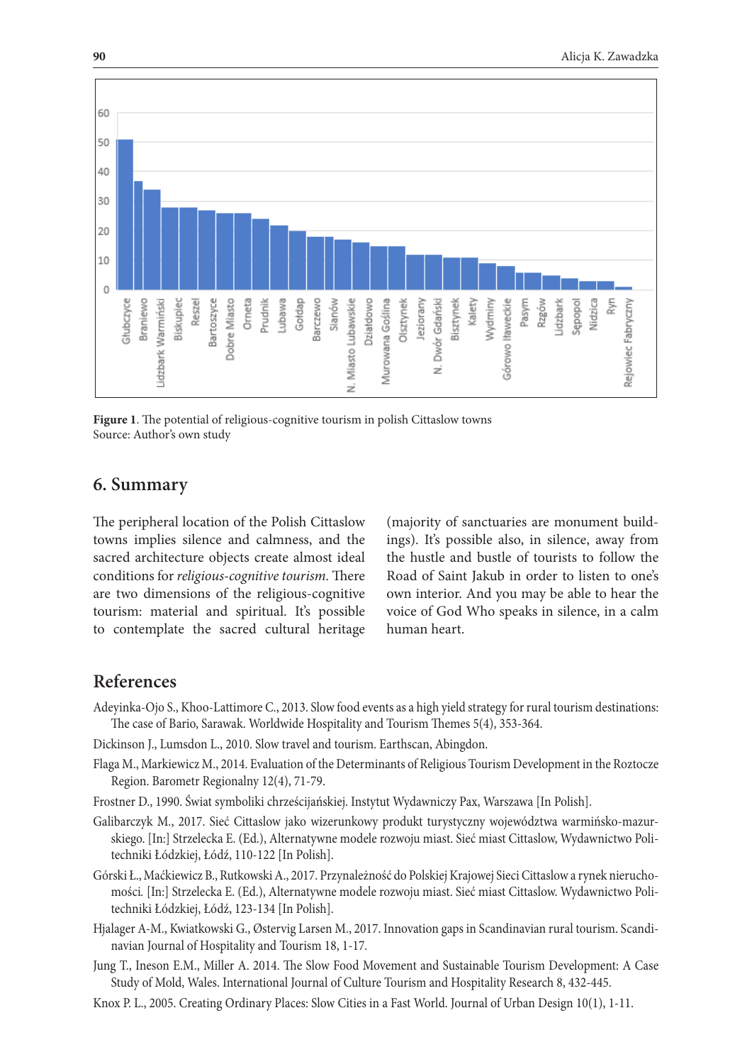**Figure 1**. The potential of religious-cognitive tourism in polish Cittaslow towns
Source: Author's own study

## 6. Summary

The peripheral location of the Polish Cittaslow towns implies silence and calmness, and the sacred architecture objects create almost ideal conditions for *religious-cognitive tourism*. There are two dimensions of the religious-cognitive tourism: material and spiritual. It's possible to contemplate the sacred cultural heritage (majority of sanctuaries are monument buildings). It's possible also, in silence, away from the hustle and bustle of tourists to follow the Road of Saint Jakub in order to listen to one's own interior. And you may be able to hear the voice of God Who speaks in silence, in a calm human heart.

## References

Adeyinka-Ojo S., Khoo-Lattimore C., 2013. Slow food events as a high yield strategy for rural tourism destinations: The case of Bario, Sarawak. Worldwide Hospitality and Tourism Themes 5(4), 353-364.

Dickinson J., Lumsdon L., 2010. Slow travel and tourism. Earthscan, Abingdon.

Flaga M., Markiewicz M., 2014. Evaluation of the Determinants of Religious Tourism Development in the Roztocze Region. Barometr Regionalny 12(4), 71-79.

Frostner D., 1990. Świat symboliki chrześcijańskiej. Instytut Wydawniczy Pax, Warszawa [In Polish].

Galibarczyk M., 2017. Sieć Cittaslow jako wizerunkowy produkt turystyczny województwa warmińsko-mazurskiego. [In:] Strzelecka E. (Ed.), Alternatywne modele rozwoju miast. Sieć miast Cittaslow, Wydawnictwo Politechniki Łódzkiej, Łódź, 110-122 [In Polish].

Górski Ł., Maćkiewicz B., Rutkowski A., 2017. Przynależność do Polskiej Krajowej Sieci Cittaslow a rynek nieruchomości. [In:] Strzelecka E. (Ed.), Alternatywne modele rozwoju miast. Sieć miast Cittaslow. Wydawnictwo Politechniki Łódzkiej, Łódź, 123-134 [In Polish].

Hjalager A-M., Kwiatkowski G., Østervig Larsen M., 2017. Innovation gaps in Scandinavian rural tourism. Scandinavian Journal of Hospitality and Tourism 18, 1-17.

Jung T., Ineson E.M., Miller A. 2014. The Slow Food Movement and Sustainable Tourism Development: A Case Study of Mold, Wales. International Journal of Culture Tourism and Hospitality Research 8, 432-445.

Knox P. L., 2005. Creating Ordinary Places: Slow Cities in a Fast World. Journal of Urban Design 10(1), 1-11.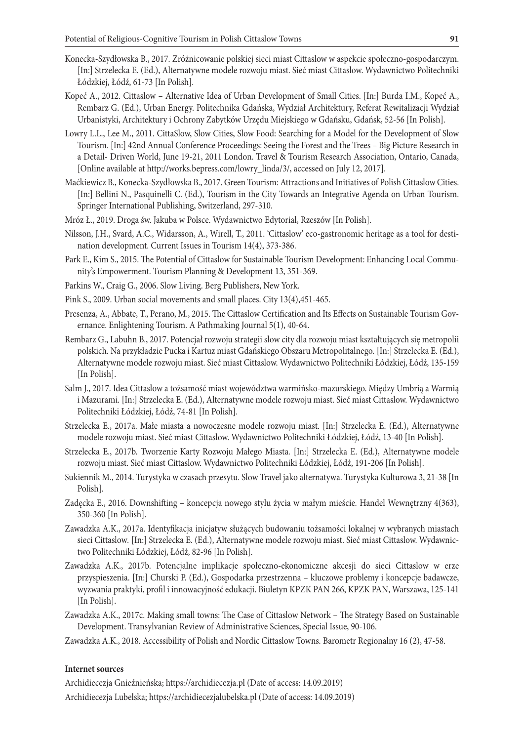Konecka-Szydłowska B., 2017. Zróżnicowanie polskiej sieci miast Cittaslow w aspekcie społeczno-gospodarczym. [In:] Strzelecka E. (Ed.), Alternatywne modele rozwoju miast. Sieć miast Cittaslow. Wydawnictwo Politechniki Łódzkiej, Łódź, 61-73 [In Polish].

Kopeć A., 2012. Cittaslow – Alternative Idea of Urban Development of Small Cities. [In:] Burda I.M., Kopeć A., Rembarz G. (Ed.), Urban Energy. Politechnika Gdańska, Wydział Architektury, Referat Rewitalizacji Wydział Urbanistyki, Architektury i Ochrony Zabytków Urzędu Miejskiego w Gdańsku, Gdańsk, 52-56 [In Polish].

Lowry L.L., Lee M., 2011. CittaSlow, Slow Cities, Slow Food: Searching for a Model for the Development of Slow Tourism. [In:] 42nd Annual Conference Proceedings: Seeing the Forest and the Trees – Big Picture Research in a Detail- Driven World, June 19-21, 2011 London. Travel & Tourism Research Association, Ontario, Canada, [Online available at http://works.bepress.com/lowry_linda/3/, accessed on July 12, 2017].

Maćkiewicz B., Konecka-Szydłowska B., 2017. Green Tourism: Attractions and Initiatives of Polish Cittaslow Cities. [In:] Bellini N., Pasquinelli C. (Ed.), Tourism in the City Towards an Integrative Agenda on Urban Tourism. Springer International Publishing, Switzerland, 297-310.

Mróz Ł., 2019. Droga św. Jakuba w Polsce. Wydawnictwo Edytorial, Rzeszów [In Polish].

Nilsson, J.H., Svard, A.C., Widarsson, A., Wirell, T., 2011. 'Cittaslow' eco-gastronomic heritage as a tool for destination development. Current Issues in Tourism 14(4), 373-386.

Park E., Kim S., 2015. The Potential of Cittaslow for Sustainable Tourism Development: Enhancing Local Community's Empowerment. Tourism Planning & Development 13, 351-369.

Parkins W., Craig G., 2006. Slow Living. Berg Publishers, New York.

Pink S., 2009. Urban social movements and small places. City 13(4),451-465.

Presenza, A., Abbate, T., Perano, M., 2015. The Cittaslow Certification and Its Effects on Sustainable Tourism Governance. Enlightening Tourism. A Pathmaking Journal 5(1), 40-64.

Rembarz G., Labuhn B., 2017. Potencjał rozwoju strategii slow city dla rozwoju miast kształtujących się metropolii polskich. Na przykładzie Pucka i Kartuz miast Gdańskiego Obszaru Metropolitalnego. [In:] Strzelecka E. (Ed.), Alternatywne modele rozwoju miast. Sieć miast Cittaslow. Wydawnictwo Politechniki Łódzkiej, Łódź, 135-159 [In Polish].

Salm J., 2017. Idea Cittaslow a tożsamość miast województwa warmińsko-mazurskiego. Między Umbrią a Warmią i Mazurami. [In:] Strzelecka E. (Ed.), Alternatywne modele rozwoju miast. Sieć miast Cittaslow. Wydawnictwo Politechniki Łódzkiej, Łódź, 74-81 [In Polish].

Strzelecka E., 2017a. Małe miasta a nowoczesne modele rozwoju miast. [In:] Strzelecka E. (Ed.), Alternatywne modele rozwoju miast. Sieć miast Cittaslow. Wydawnictwo Politechniki Łódzkiej, Łódź, 13-40 [In Polish].

Strzelecka E., 2017b. Tworzenie Karty Rozwoju Małego Miasta. [In:] Strzelecka E. (Ed.), Alternatywne modele rozwoju miast. Sieć miast Cittaslow. Wydawnictwo Politechniki Łódzkiej, Łódź, 191-206 [In Polish].

Sukiennik M., 2014. Turystyka w czasach przesytu. Slow Travel jako alternatywa. Turystyka Kulturowa 3, 21-38 [In Polish].

Zadęcka E., 2016. Downshifting – koncepcja nowego stylu życia w małym mieście. Handel Wewnętrzny 4(363), 350-360 [In Polish].

Zawadzka A.K., 2017a. Identyfikacja inicjatyw służących budowaniu tożsamości lokalnej w wybranych miastach sieci Cittaslow. [In:] Strzelecka E. (Ed.), Alternatywne modele rozwoju miast. Sieć miast Cittaslow. Wydawnictwo Politechniki Łódzkiej, Łódź, 82-96 [In Polish].

Zawadzka A.K., 2017b. Potencjalne implikacje społeczno-ekonomiczne akcesji do sieci Cittaslow w erze przyspieszenia. [In:] Churski P. (Ed.), Gospodarka przestrzenna – kluczowe problemy i koncepcje badawcze, wyzwania praktyki, profil i innowacyjność edukacji. Biuletyn KPZK PAN 266, KPZK PAN, Warszawa, 125-141 [In Polish].

Zawadzka A.K., 2017c. Making small towns: The Case of Cittaslow Network – The Strategy Based on Sustainable Development. Transylvanian Review of Administrative Sciences, Special Issue, 90-106.

Zawadzka A.K., 2018. Accessibility of Polish and Nordic Cittaslow Towns. Barometr Regionalny 16 (2), 47-58.

**Internet sources**

Archidiecezja Gnieźnieńska; https://archidiecezja.pl (Date of access: 14.09.2019)

Archidiecezja Lubelska; https://archidiecezjalubelska.pl (Date of access: 14.09.2019)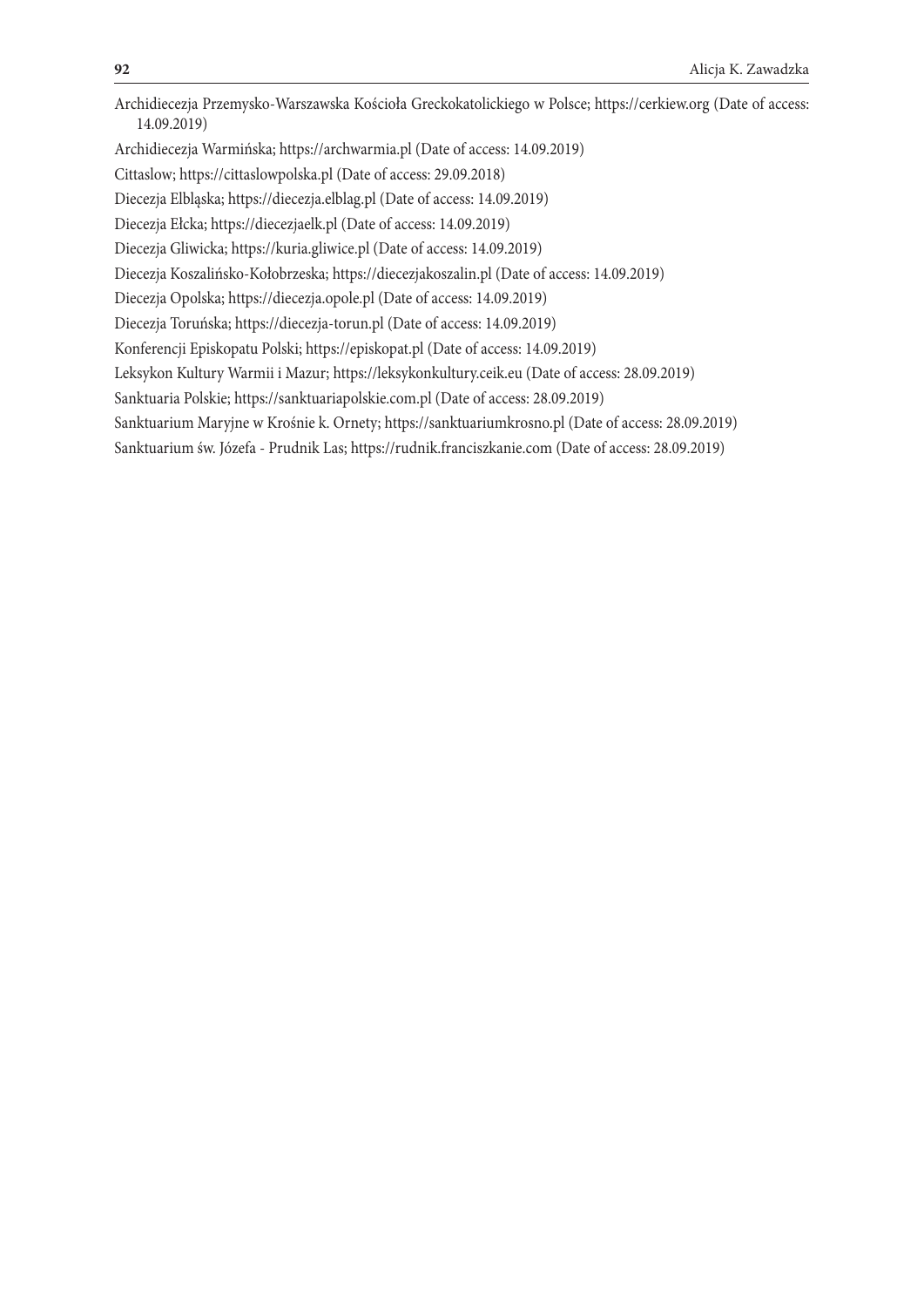Archidiecezja Przemysko-Warszawska Kościoła Greckokatolickiego w Polsce; https://cerkiew.org (Date of access: 14.09.2019)

Archidiecezja Warmińska; https://archwarmia.pl (Date of access: 14.09.2019)

Cittaslow; https://cittaslowpolska.pl (Date of access: 29.09.2018)

Diecezja Elbląska; https://diecezja.elblag.pl (Date of access: 14.09.2019)

Diecezja Ełcka; https://diecezjaelk.pl (Date of access: 14.09.2019)

Diecezja Gliwicka; https://kuria.gliwice.pl (Date of access: 14.09.2019)

Diecezja Koszalińsko-Kołobrzeska; https://diecezjakoszalin.pl (Date of access: 14.09.2019)

Diecezja Opolska; https://diecezja.opole.pl (Date of access: 14.09.2019)

Diecezja Toruńska; https://diecezja-torun.pl (Date of access: 14.09.2019)

Konferencji Episkopatu Polski; https://episkopat.pl (Date of access: 14.09.2019)

Leksykon Kultury Warmii i Mazur; https://leksykonkultury.ceik.eu (Date of access: 28.09.2019)

Sanktuaria Polskie; https://sanktuariapolskie.com.pl (Date of access: 28.09.2019)

Sanktuarium Maryjne w Krośnie k. Ornety; https://sanktuariumkrosno.pl (Date of access: 28.09.2019)

Sanktuarium św. Józefa - Prudnik Las; https://rudnik.franciszkanie.com (Date of access: 28.09.2019)